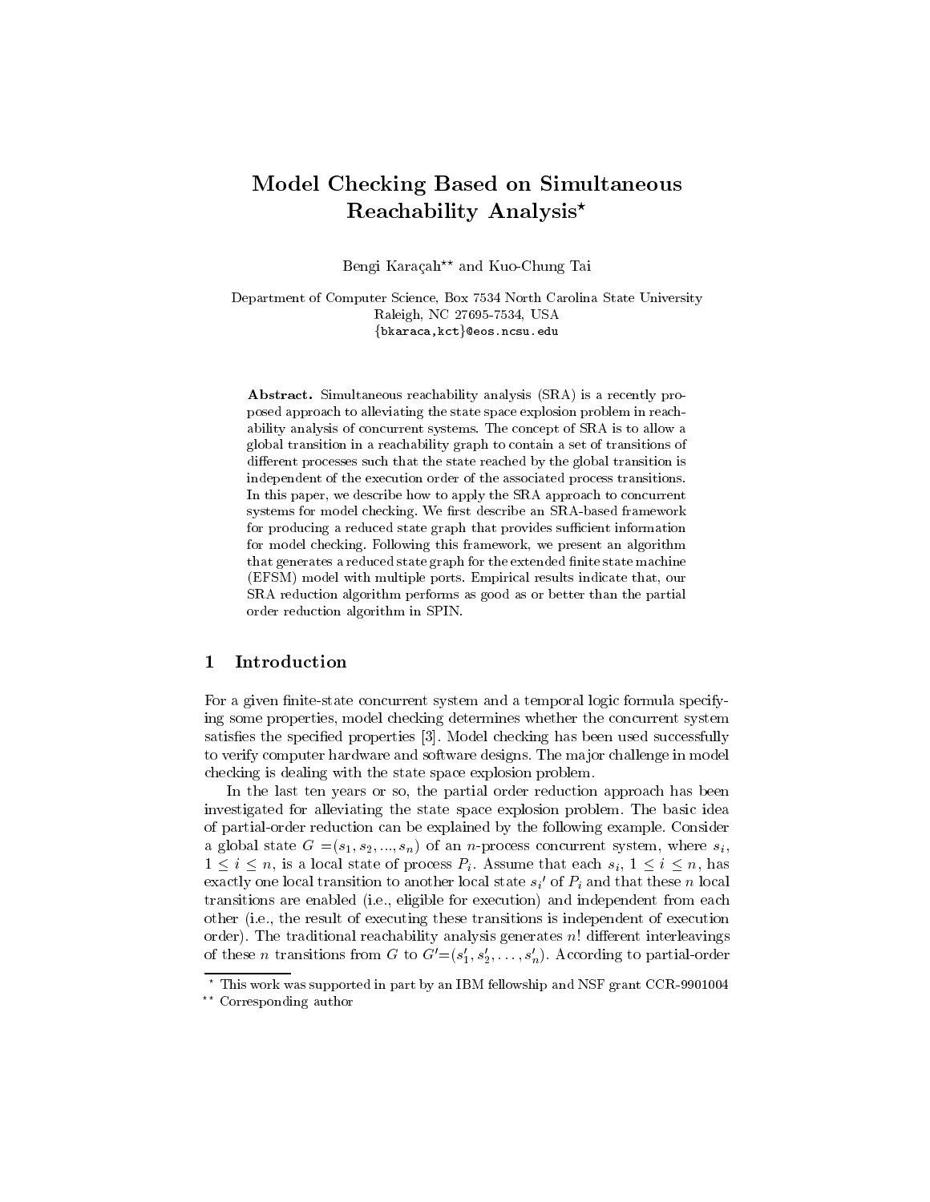# Model Checking Based on Simultaneous Reachability Analysis*

Bengi Karaçalı** and Kuo-Chung Tai

Department of Computer Science, Box 7534 North Carolina State University
Raleigh, NC 27695-7534, USA
{bkaraca,kct}@eos.ncsu.edu

**Abstract.** Simultaneous reachability analysis (SRA) is a recently proposed approach to alleviating the state space explosion problem in reachability analysis of concurrent systems. The concept of SRA is to allow a global transition in a reachability graph to contain a set of transitions of different processes such that the state reached by the global transition is independent of the execution order of the associated process transitions. In this paper, we describe how to apply the SRA approach to concurrent systems for model checking. We first describe an SRA-based framework for producing a reduced state graph that provides sufficient information for model checking. Following this framework, we present an algorithm that generates a reduced state graph for the extended finite state machine (EFSM) model with multiple ports. Empirical results indicate that, our SRA reduction algorithm performs as good as or better than the partial order reduction algorithm in SPIN.

## 1 Introduction

For a given finite-state concurrent system and a temporal logic formula specifying some properties, model checking determines whether the concurrent system satisfies the specified properties [3]. Model checking has been used successfully to verify computer hardware and software designs. The major challenge in model checking is dealing with the state space explosion problem.

In the last ten years or so, the partial order reduction approach has been investigated for alleviating the state space explosion problem. The basic idea of partial-order reduction can be explained by the following example. Consider a global state $G = (s_1, s_2, ..., s_n)$ of an $n$-process concurrent system, where $s_i$, $1 \leq i \leq n$, is a local state of process $P_i$. Assume that each $s_i$, $1 \leq i \leq n$, has exactly one local transition to another local state $s_i'$ of $P_i$ and that these $n$ local transitions are enabled (i.e., eligible for execution) and independent from each other (i.e., the result of executing these transitions is independent of execution order). The traditional reachability analysis generates $n!$ different interleavings of these $n$ transitions from $G$ to $G' = (s_1', s_2', \ldots, s_n')$. According to partial-order

* This work was supported in part by an IBM fellowship and NSF grant CCR-9901004

** Corresponding author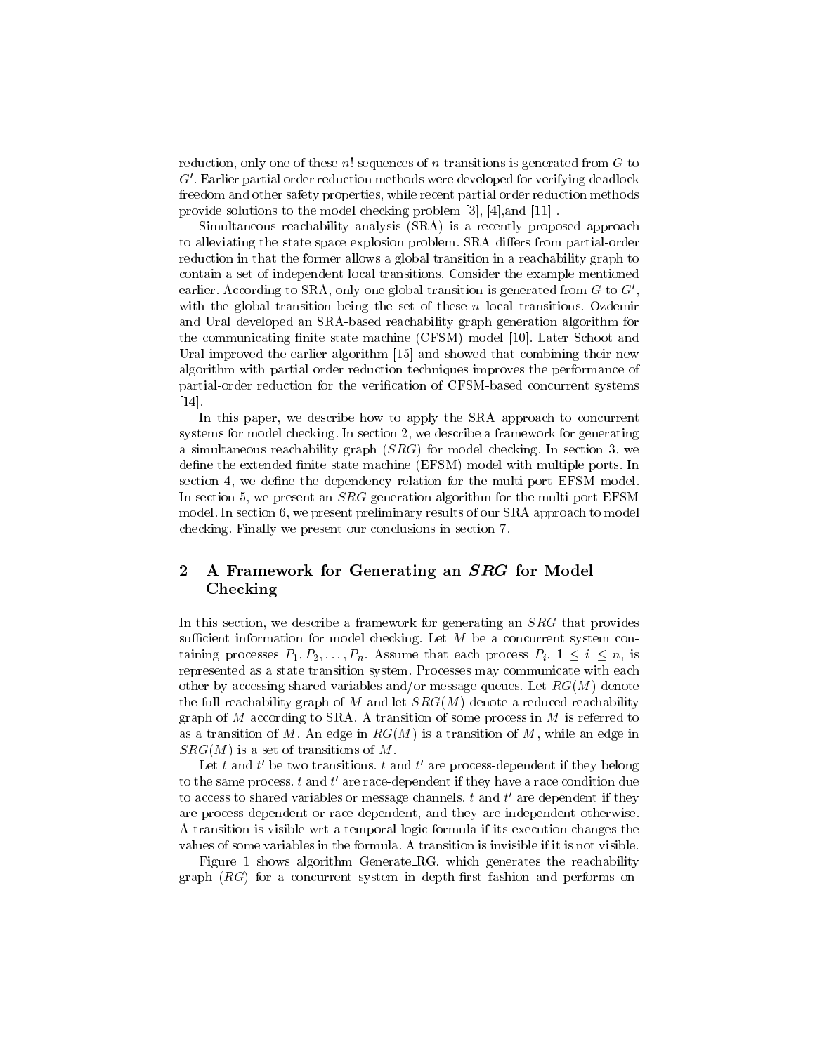reduction, only one of these $n!$ sequences of $n$ transitions is generated from $G$ to $G'$. Earlier partial order reduction methods were developed for verifying deadlock freedom and other safety properties, while recent partial order reduction methods provide solutions to the model checking problem [3], [4],and [11] .

Simultaneous reachability analysis (SRA) is a recently proposed approach to alleviating the state space explosion problem. SRA differs from partial-order reduction in that the former allows a global transition in a reachability graph to contain a set of independent local transitions. Consider the example mentioned earlier. According to SRA, only one global transition is generated from $G$ to $G'$, with the global transition being the set of these $n$ local transitions. Ozdemir and Ural developed an SRA-based reachability graph generation algorithm for the communicating finite state machine (CFSM) model [10]. Later Schoot and Ural improved the earlier algorithm [15] and showed that combining their new algorithm with partial order reduction techniques improves the performance of partial-order reduction for the verification of CFSM-based concurrent systems [14].

In this paper, we describe how to apply the SRA approach to concurrent systems for model checking. In section 2, we describe a framework for generating a simultaneous reachability graph ($SRG$) for model checking. In section 3, we define the extended finite state machine (EFSM) model with multiple ports. In section 4, we define the dependency relation for the multi-port EFSM model. In section 5, we present an $SRG$ generation algorithm for the multi-port EFSM model. In section 6, we present preliminary results of our SRA approach to model checking. Finally we present our conclusions in section 7.

## 2 A Framework for Generating an *SRG* for Model Checking

In this section, we describe a framework for generating an $SRG$ that provides sufficient information for model checking. Let $M$ be a concurrent system containing processes $P_1, P_2, \ldots, P_n$. Assume that each process $P_i$, $1 \leq i \leq n$, is represented as a state transition system. Processes may communicate with each other by accessing shared variables and/or message queues. Let $RG(M)$ denote the full reachability graph of $M$ and let $SRG(M)$ denote a reduced reachability graph of $M$ according to SRA. A transition of some process in $M$ is referred to as a transition of $M$. An edge in $RG(M)$ is a transition of $M$, while an edge in $SRG(M)$ is a set of transitions of $M$.

Let $t$ and $t'$ be two transitions. $t$ and $t'$ are process-dependent if they belong to the same process. $t$ and $t'$ are race-dependent if they have a race condition due to access to shared variables or message channels. $t$ and $t'$ are dependent if they are process-dependent or race-dependent, and they are independent otherwise. A transition is visible wrt a temporal logic formula if its execution changes the values of some variables in the formula. A transition is invisible if it is not visible.

Figure 1 shows algorithm Generate_RG, which generates the reachability graph ($RG$) for a concurrent system in depth-first fashion and performs on-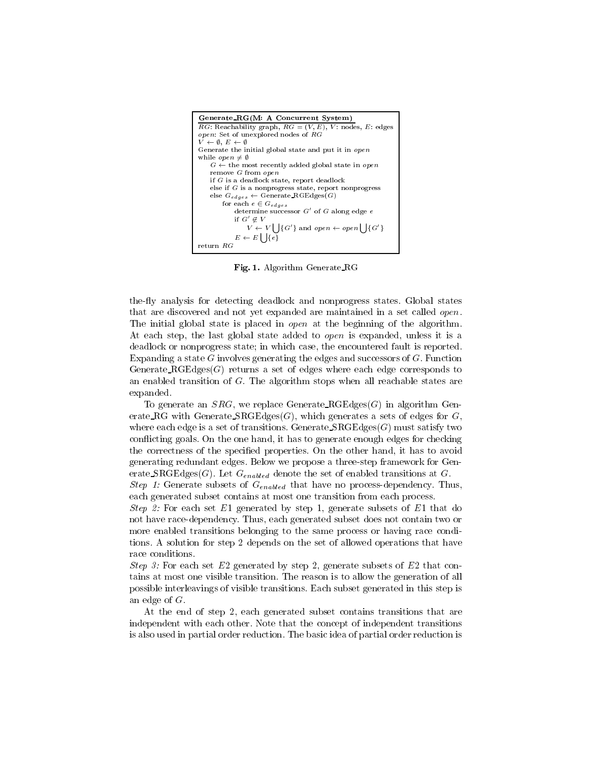```
Generate_RG(M: A Concurrent System)
RG: Reachability graph, RG = (V, E), V: nodes, E: edges
open: Set of unexplored nodes of RG
V ← ∅, E ← ∅
Generate the initial global state and put it in open
while open ≠ ∅
    G ← the most recently added global state in open
    remove G from open
    if G is a deadlock state, report deadlock
    else if G is a nonprogress state, report nonprogress
    else G_edges ← Generate_RGEdges(G)
        for each e ∈ G_edges
            determine successor G' of G along edge e
            if G' ∉ V
                V ← V ⋃{G'} and open ← open ⋃{G'}
            E ← E ⋃{e}
return RG
```

**Fig. 1.** Algorithm Generate_RG

the-fly analysis for detecting deadlock and nonprogress states. Global states that are discovered and not yet expanded are maintained in a set called *open*. The initial global state is placed in *open* at the beginning of the algorithm. At each step, the last global state added to *open* is expanded, unless it is a deadlock or nonprogress state; in which case, the encountered fault is reported. Expanding a state $G$ involves generating the edges and successors of $G$. Function Generate_RGEdges($G$) returns a set of edges where each edge corresponds to an enabled transition of $G$. The algorithm stops when all reachable states are expanded.

To generate an $SRG$, we replace Generate_RGEdges($G$) in algorithm Generate_RG with Generate_SRGEdges($G$), which generates a sets of edges for $G$, where each edge is a set of transitions. Generate_SRGEdges($G$) must satisfy two conflicting goals. On the one hand, it has to generate enough edges for checking the correctness of the specified properties. On the other hand, it has to avoid generating redundant edges. Below we propose a three-step framework for Generate_SRGEdges($G$). Let $G_{enabled}$ denote the set of enabled transitions at $G$.

*Step 1:* Generate subsets of $G_{enabled}$ that have no process-dependency. Thus, each generated subset contains at most one transition from each process.

*Step 2:* For each set $E1$ generated by step 1, generate subsets of $E1$ that do not have race-dependency. Thus, each generated subset does not contain two or more enabled transitions belonging to the same process or having race conditions. A solution for step 2 depends on the set of allowed operations that have race conditions.

*Step 3:* For each set $E2$ generated by step 2, generate subsets of $E2$ that contains at most one visible transition. The reason is to allow the generation of all possible interleavings of visible transitions. Each subset generated in this step is an edge of $G$.

At the end of step 2, each generated subset contains transitions that are independent with each other. Note that the concept of independent transitions is also used in partial order reduction. The basic idea of partial order reduction is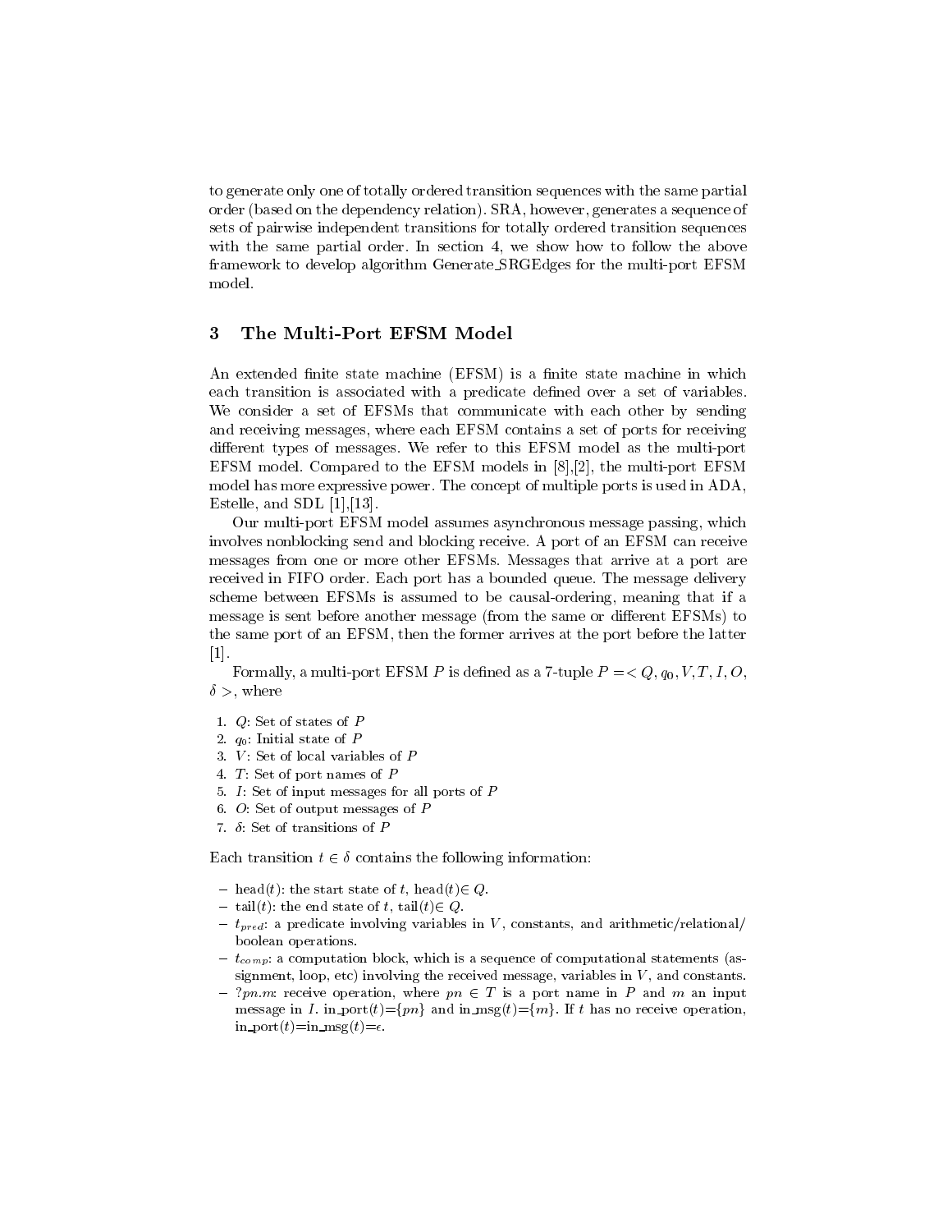to generate only one of totally ordered transition sequences with the same partial order (based on the dependency relation). SRA, however, generates a sequence of sets of pairwise independent transitions for totally ordered transition sequences with the same partial order. In section 4, we show how to follow the above framework to develop algorithm Generate_SRGEdges for the multi-port EFSM model.

## 3 The Multi-Port EFSM Model

An extended finite state machine (EFSM) is a finite state machine in which each transition is associated with a predicate defined over a set of variables. We consider a set of EFSMs that communicate with each other by sending and receiving messages, where each EFSM contains a set of ports for receiving different types of messages. We refer to this EFSM model as the multi-port EFSM model. Compared to the EFSM models in [8],[2], the multi-port EFSM model has more expressive power. The concept of multiple ports is used in ADA, Estelle, and SDL [1],[13].

Our multi-port EFSM model assumes asynchronous message passing, which involves nonblocking send and blocking receive. A port of an EFSM can receive messages from one or more other EFSMs. Messages that arrive at a port are received in FIFO order. Each port has a bounded queue. The message delivery scheme between EFSMs is assumed to be causal-ordering, meaning that if a message is sent before another message (from the same or different EFSMs) to the same port of an EFSM, then the former arrives at the port before the latter [1].

Formally, a multi-port EFSM $P$ is defined as a 7-tuple $P = < Q, q_0, V, T, I, O, \delta >$, where

1. $Q$: Set of states of $P$
2. $q_0$: Initial state of $P$
3. $V$: Set of local variables of $P$
4. $T$: Set of port names of $P$
5. $I$: Set of input messages for all ports of $P$
6. $O$: Set of output messages of $P$
7. $\delta$: Set of transitions of $P$

Each transition $t \in \delta$ contains the following information:

- head($t$): the start state of $t$, head($t$)$\in Q$.
- tail($t$): the end state of $t$, tail($t$)$\in Q$.
- $t_{pred}$: a predicate involving variables in $V$, constants, and arithmetic/relational/ boolean operations.
- $t_{comp}$: a computation block, which is a sequence of computational statements (assignment, loop, etc) involving the received message, variables in $V$, and constants.
- $?pn.m$: receive operation, where $pn \in T$ is a port name in $P$ and $m$ an input message in $I$. in_port($t$)=$\{pn\}$ and in_msg($t$)=$\{m\}$. If $t$ has no receive operation, in_port($t$)=in_msg($t$)=$\epsilon$.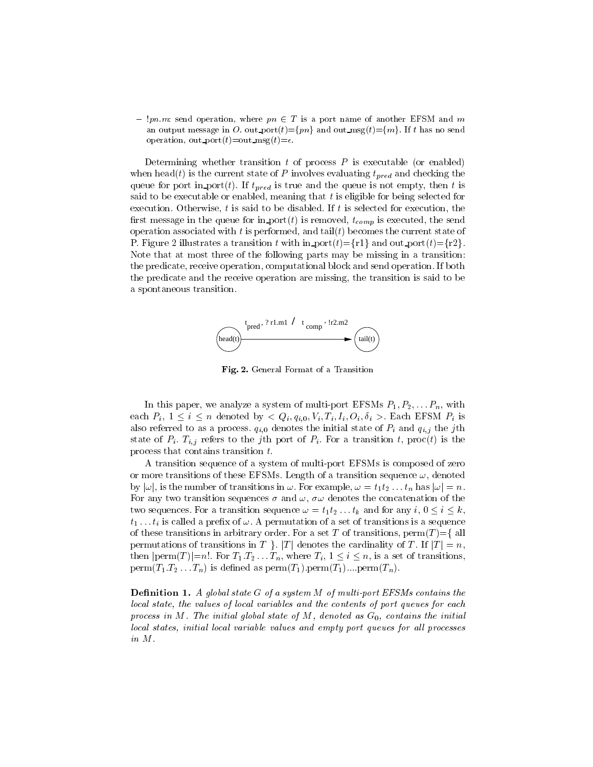– $!pn.m$: send operation, where $pn \in T$ is a port name of another EFSM and $m$ an output message in $O$. out_port($t$)=$\{pn\}$ and out_msg($t$)=$\{m\}$. If $t$ has no send operation, out_port($t$)=out_msg($t$)=$\epsilon$.

Determining whether transition $t$ of process $P$ is executable (or enabled) when head($t$) is the current state of $P$ involves evaluating $t_{pred}$ and checking the queue for port in_port($t$). If $t_{pred}$ is true and the queue is not empty, then $t$ is said to be executable or enabled, meaning that $t$ is eligible for being selected for execution. Otherwise, $t$ is said to be disabled. If $t$ is selected for execution, the first message in the queue for in_port($t$) is removed, $t_{comp}$ is executed, the send operation associated with $t$ is performed, and tail($t$) becomes the current state of P. Figure 2 illustrates a transition $t$ with in_port($t$)=$\{$r1$\}$ and out_port($t$)=$\{$r2$\}$. Note that at most three of the following parts may be missing in a transition: the predicate, receive operation, computational block and send operation. If both the predicate and the receive operation are missing, the transition is said to be a spontaneous transition.

head(t) —— $t_{pred}$, ? r1.m1 / $t_{comp}$, !r2.m2 ——> tail(t)

**Fig. 2.** General Format of a Transition

In this paper, we analyze a system of multi-port EFSMs $P_1, P_2, \ldots P_n$, with each $P_i$, $1 \leq i \leq n$ denoted by $< Q_i, q_{i,0}, V_i, T_i, I_i, O_i, \delta_i >$. Each EFSM $P_i$ is also referred to as a process. $q_{i,0}$ denotes the initial state of $P_i$ and $q_{i,j}$ the $j$th state of $P_i$. $T_{i,j}$ refers to the $j$th port of $P_i$. For a transition $t$, proc($t$) is the process that contains transition $t$.

A transition sequence of a system of multi-port EFSMs is composed of zero or more transitions of these EFSMs. Length of a transition sequence $\omega$, denoted by $|\omega|$, is the number of transitions in $\omega$. For example, $\omega = t_1 t_2 \ldots t_n$ has $|\omega| = n$. For any two transition sequences $\sigma$ and $\omega$, $\sigma\omega$ denotes the concatenation of the two sequences. For a transition sequence $\omega = t_1 t_2 \ldots t_k$ and for any $i$, $0 \leq i \leq k$, $t_1 \ldots t_i$ is called a prefix of $\omega$. A permutation of a set of transitions is a sequence of these transitions in arbitrary order. For a set $T$ of transitions, perm($T$)=$\{$ all permutations of transitions in $T$ $\}$. $|T|$ denotes the cardinality of $T$. If $|T| = n$, then $|$perm($T$)$|$=$n$!. For $T_1.T_2 \ldots T_n$, where $T_i$, $1 \leq i \leq n$, is a set of transitions, perm($T_1.T_2 \ldots T_n$) is defined as perm($T_1$).perm($T_1$)....perm($T_n$).

**Definition 1.** *A global state $G$ of a system $M$ of multi-port EFSMs contains the local state, the values of local variables and the contents of port queues for each process in $M$. The initial global state of $M$, denoted as $G_0$, contains the initial local states, initial local variable values and empty port queues for all processes in $M$.*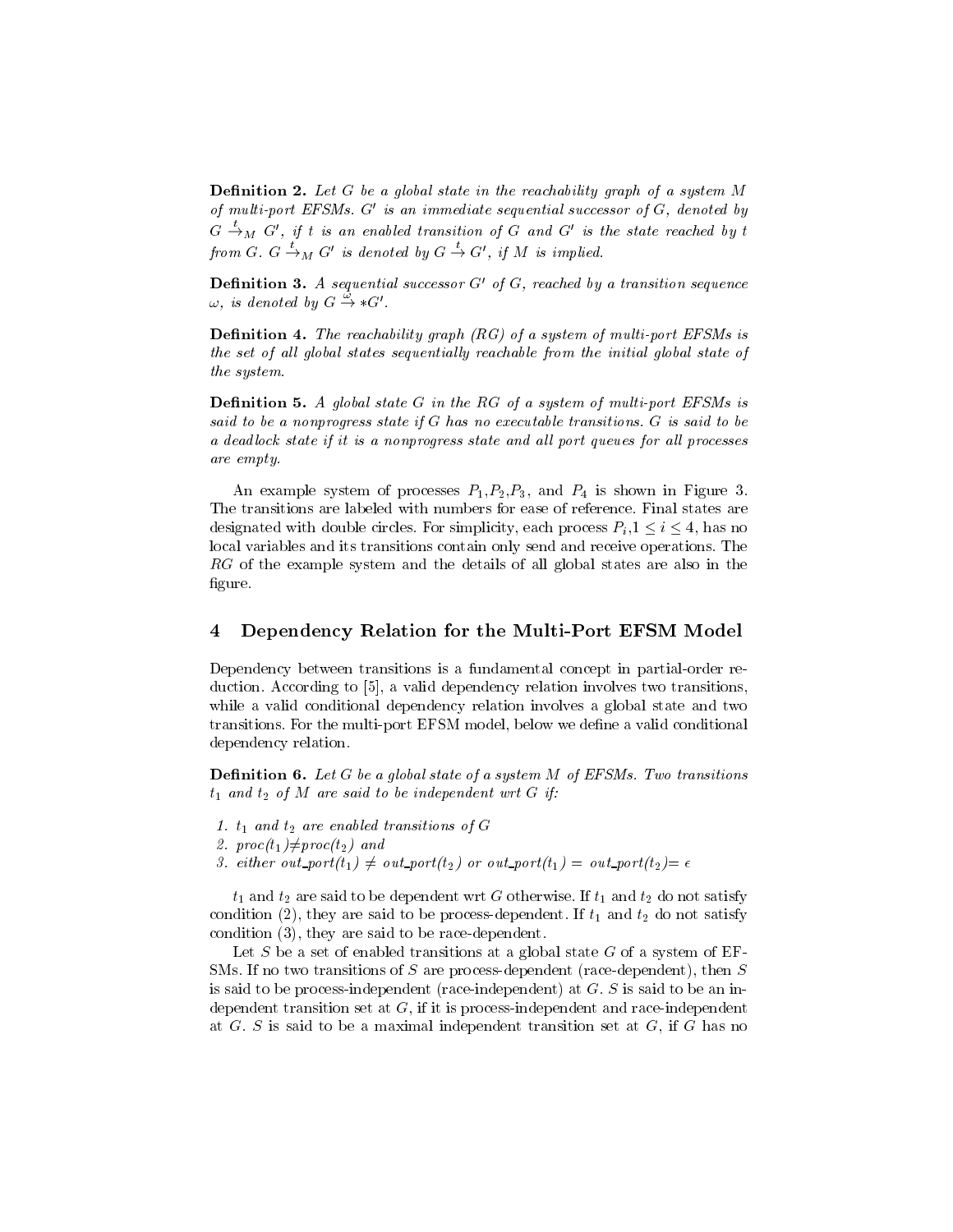**Definition 2.** *Let $G$ be a global state in the reachability graph of a system $M$ of multi-port EFSMs. $G'$ is an immediate sequential successor of $G$, denoted by $G \xrightarrow{t}_M G'$, if $t$ is an enabled transition of $G$ and $G'$ is the state reached by $t$ from $G$. $G \xrightarrow{t}_M G'$ is denoted by $G \xrightarrow{t} G'$, if $M$ is implied.*

**Definition 3.** *A sequential successor $G'$ of $G$, reached by a transition sequence $\omega$, is denoted by $G \xrightarrow{\omega} *G'$.*

**Definition 4.** *The reachability graph (RG) of a system of multi-port EFSMs is the set of all global states sequentially reachable from the initial global state of the system.*

**Definition 5.** *A global state $G$ in the RG of a system of multi-port EFSMs is said to be a nonprogress state if $G$ has no executable transitions. $G$ is said to be a deadlock state if it is a nonprogress state and all port queues for all processes are empty.*

An example system of processes $P_1$,$P_2$,$P_3$, and $P_4$ is shown in Figure 3. The transitions are labeled with numbers for ease of reference. Final states are designated with double circles. For simplicity, each process $P_i$,$1 \leq i \leq 4$, has no local variables and its transitions contain only send and receive operations. The $RG$ of the example system and the details of all global states are also in the figure.

## 4 Dependency Relation for the Multi-Port EFSM Model

Dependency between transitions is a fundamental concept in partial-order reduction. According to [5], a valid dependency relation involves two transitions, while a valid conditional dependency relation involves a global state and two transitions. For the multi-port EFSM model, below we define a valid conditional dependency relation.

**Definition 6.** *Let $G$ be a global state of a system $M$ of EFSMs. Two transitions $t_1$ and $t_2$ of $M$ are said to be independent wrt $G$ if:*

1. *$t_1$ and $t_2$ are enabled transitions of $G$*
2. *proc($t_1$)$\neq$proc($t_2$) and*
3. *either out_port($t_1$) $\neq$ out_port($t_2$) or out_port($t_1$) = out_port($t_2$)= $\epsilon$*

$t_1$ and $t_2$ are said to be dependent wrt $G$ otherwise. If $t_1$ and $t_2$ do not satisfy condition (2), they are said to be process-dependent. If $t_1$ and $t_2$ do not satisfy condition (3), they are said to be race-dependent.

Let $S$ be a set of enabled transitions at a global state $G$ of a system of EFSMs. If no two transitions of $S$ are process-dependent (race-dependent), then $S$ is said to be process-independent (race-independent) at $G$. $S$ is said to be an independent transition set at $G$, if it is process-independent and race-independent at $G$. $S$ is said to be a maximal independent transition set at $G$, if $G$ has no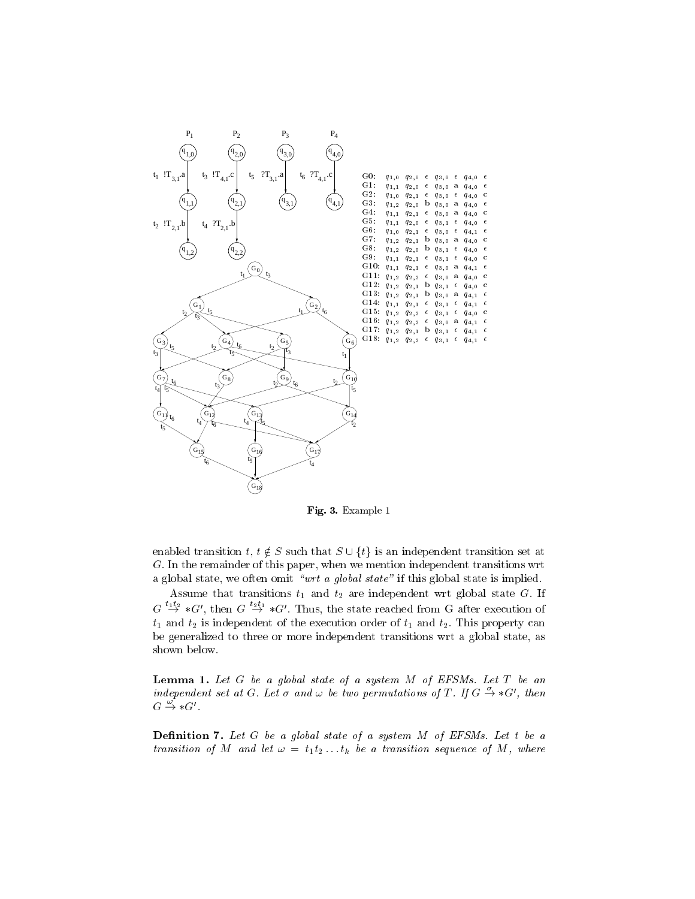| | | | | | | | | |
|---|---|---|---|---|---|---|---|---|
| G0: | $q_{1,0}$ | $q_{2,0}$ | $\epsilon$ | $q_{3,0}$ | $\epsilon$ | $q_{4,0}$ | $\epsilon$ |
| G1: | $q_{1,1}$ | $q_{2,0}$ | $\epsilon$ | $q_{3,0}$ | a | $q_{4,0}$ | $\epsilon$ |
| G2: | $q_{1,0}$ | $q_{2,1}$ | $\epsilon$ | $q_{3,0}$ | $\epsilon$ | $q_{4,0}$ | c |
| G3: | $q_{1,2}$ | $q_{2,0}$ | b | $q_{3,0}$ | a | $q_{4,0}$ | $\epsilon$ |
| G4: | $q_{1,1}$ | $q_{2,1}$ | $\epsilon$ | $q_{3,0}$ | a | $q_{4,0}$ | c |
| G5: | $q_{1,1}$ | $q_{2,0}$ | $\epsilon$ | $q_{3,1}$ | $\epsilon$ | $q_{4,0}$ | $\epsilon$ |
| G6: | $q_{1,0}$ | $q_{2,1}$ | $\epsilon$ | $q_{3,0}$ | $\epsilon$ | $q_{4,1}$ | $\epsilon$ |
| G7: | $q_{1,2}$ | $q_{2,1}$ | b | $q_{3,0}$ | a | $q_{4,0}$ | c |
| G8: | $q_{1,2}$ | $q_{2,0}$ | b | $q_{3,1}$ | $\epsilon$ | $q_{4,0}$ | $\epsilon$ |
| G9: | $q_{1,1}$ | $q_{2,1}$ | $\epsilon$ | $q_{3,1}$ | $\epsilon$ | $q_{4,0}$ | c |
| G10: | $q_{1,1}$ | $q_{2,1}$ | $\epsilon$ | $q_{3,0}$ | a | $q_{4,1}$ | $\epsilon$ |
| G11: | $q_{1,2}$ | $q_{2,2}$ | $\epsilon$ | $q_{3,0}$ | a | $q_{4,0}$ | c |
| G12: | $q_{1,2}$ | $q_{2,1}$ | b | $q_{3,1}$ | $\epsilon$ | $q_{4,0}$ | c |
| G13: | $q_{1,2}$ | $q_{2,1}$ | b | $q_{3,0}$ | a | $q_{4,1}$ | $\epsilon$ |
| G14: | $q_{1,1}$ | $q_{2,1}$ | $\epsilon$ | $q_{3,1}$ | $\epsilon$ | $q_{4,1}$ | $\epsilon$ |
| G15: | $q_{1,2}$ | $q_{2,2}$ | $\epsilon$ | $q_{3,1}$ | $\epsilon$ | $q_{4,0}$ | c |
| G16: | $q_{1,2}$ | $q_{2,2}$ | $\epsilon$ | $q_{3,0}$ | a | $q_{4,1}$ | $\epsilon$ |
| G17: | $q_{1,2}$ | $q_{2,1}$ | b | $q_{3,1}$ | $\epsilon$ | $q_{4,1}$ | $\epsilon$ |
| G18: | $q_{1,2}$ | $q_{2,2}$ | $\epsilon$ | $q_{3,1}$ | $\epsilon$ | $q_{4,1}$ | $\epsilon$ |

**Fig. 3.** Example 1

enabled transition $t$, $t \notin S$ such that $S \cup \{t\}$ is an independent transition set at $G$. In the remainder of this paper, when we mention independent transitions wrt a global state, we often omit *"wrt a global state"* if this global state is implied.

Assume that transitions $t_1$ and $t_2$ are independent wrt global state $G$. If $G \overset{t_1 t_2}{\rightarrow} *G'$, then $G \overset{t_2 t_1}{\rightarrow} *G'$. Thus, the state reached from G after execution of $t_1$ and $t_2$ is independent of the execution order of $t_1$ and $t_2$. This property can be generalized to three or more independent transitions wrt a global state, as shown below.

**Lemma 1.** *Let $G$ be a global state of a system $M$ of EFSMs. Let $T$ be an independent set at $G$. Let $\sigma$ and $\omega$ be two permutations of $T$. If $G \overset{\sigma}{\rightarrow} *G'$, then $G \overset{\omega}{\rightarrow} *G'$.*

**Definition 7.** *Let $G$ be a global state of a system $M$ of EFSMs. Let $t$ be a transition of $M$ and let $\omega = t_1 t_2 \ldots t_k$ be a transition sequence of $M$, where*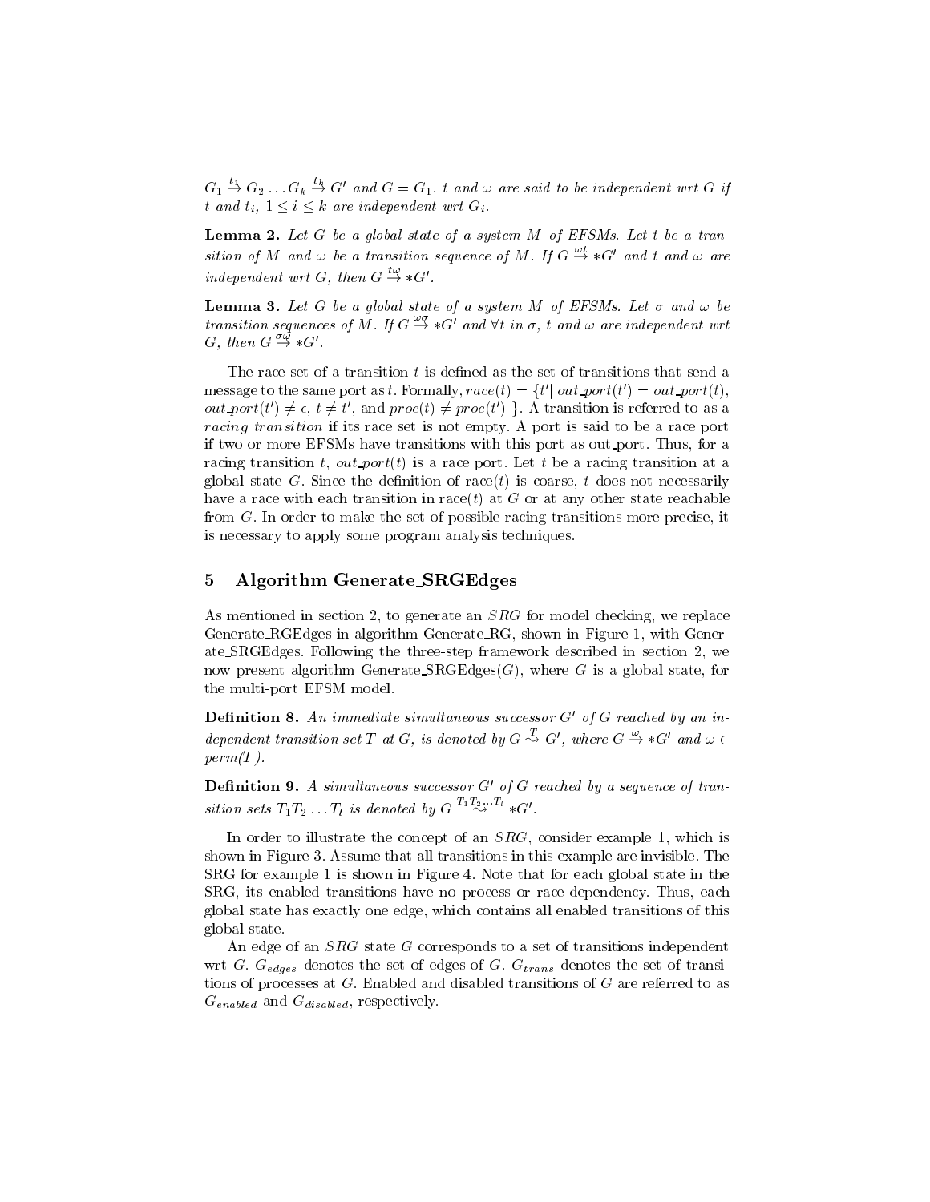$G_1 \xrightarrow{t_1} G_2 \ldots G_k \xrightarrow{t_k} G'$ *and* $G = G_1$. $t$ *and* $\omega$ *are said to be independent wrt* $G$ *if* $t$ *and* $t_i$, $1 \leq i \leq k$ *are independent wrt* $G_i$.

**Lemma 2.** *Let* $G$ *be a global state of a system* $M$ *of EFSMs. Let* $t$ *be a transition of* $M$ *and* $\omega$ *be a transition sequence of* $M$. *If* $G \xrightarrow{\omega t} *G'$ *and* $t$ *and* $\omega$ *are independent wrt* $G$, *then* $G \xrightarrow{t\omega} *G'$.

**Lemma 3.** *Let* $G$ *be a global state of a system* $M$ *of EFSMs. Let* $\sigma$ *and* $\omega$ *be transition sequences of* $M$. *If* $G \xrightarrow{\omega\sigma} *G'$ *and* $\forall t$ *in* $\sigma$, $t$ *and* $\omega$ *are independent wrt* $G$, *then* $G \xrightarrow{\sigma\omega} *G'$.

The race set of a transition $t$ is defined as the set of transitions that send a message to the same port as $t$. Formally, $race(t) = \{t' | \; out\_port(t') = out\_port(t)$, $out\_port(t') \neq \epsilon$, $t \neq t'$, and $proc(t) \neq proc(t')$ $\}$. A transition is referred to as a *racing transition* if its race set is not empty. A port is said to be a race port if two or more EFSMs have transitions with this port as out_port. Thus, for a racing transition $t$, $out\_port(t)$ is a race port. Let $t$ be a racing transition at a global state $G$. Since the definition of race($t$) is coarse, $t$ does not necessarily have a race with each transition in race($t$) at $G$ or at any other state reachable from $G$. In order to make the set of possible racing transitions more precise, it is necessary to apply some program analysis techniques.

## 5 Algorithm Generate_SRGEdges

As mentioned in section 2, to generate an $SRG$ for model checking, we replace Generate_RGEdges in algorithm Generate_RG, shown in Figure 1, with Generate_SRGEdges. Following the three-step framework described in section 2, we now present algorithm Generate_SRGEdges($G$), where $G$ is a global state, for the multi-port EFSM model.

**Definition 8.** *An immediate simultaneous successor* $G'$ *of* $G$ *reached by an independent transition set* $T$ *at* $G$, *is denoted by* $G \overset{T}{\rightsquigarrow} G'$, *where* $G \xrightarrow{\omega} *G'$ *and* $\omega \in$ *perm(T)*.

**Definition 9.** *A simultaneous successor* $G'$ *of* $G$ *reached by a sequence of transition sets* $T_1 T_2 \ldots T_l$ *is denoted by* $G \overset{T_1 T_2 \ldots T_l}{\rightsquigarrow} *G'$.

In order to illustrate the concept of an $SRG$, consider example 1, which is shown in Figure 3. Assume that all transitions in this example are invisible. The SRG for example 1 is shown in Figure 4. Note that for each global state in the SRG, its enabled transitions have no process or race-dependency. Thus, each global state has exactly one edge, which contains all enabled transitions of this global state.

An edge of an $SRG$ state $G$ corresponds to a set of transitions independent wrt $G$. $G_{edges}$ denotes the set of edges of $G$. $G_{trans}$ denotes the set of transitions of processes at $G$. Enabled and disabled transitions of $G$ are referred to as $G_{enabled}$ and $G_{disabled}$, respectively.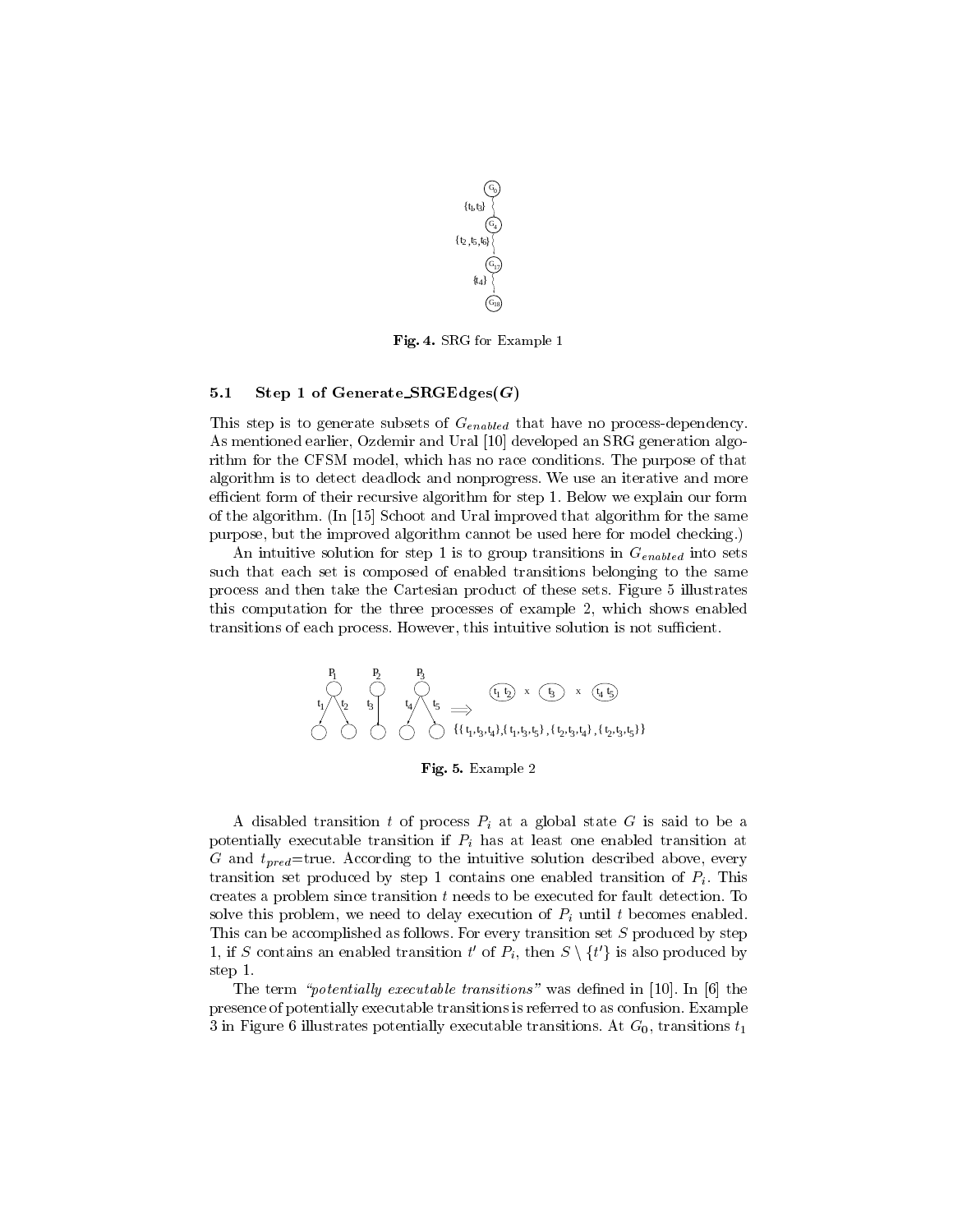Fig. 4. SRG for Example 1

### 5.1 Step 1 of Generate_SRGEdges($G$)

This step is to generate subsets of $G_{enabled}$ that have no process-dependency. As mentioned earlier, Ozdemir and Ural [10] developed an SRG generation algorithm for the CFSM model, which has no race conditions. The purpose of that algorithm is to detect deadlock and nonprogress. We use an iterative and more efficient form of their recursive algorithm for step 1. Below we explain our form of the algorithm. (In [15] Schoot and Ural improved that algorithm for the same purpose, but the improved algorithm cannot be used here for model checking.)

An intuitive solution for step 1 is to group transitions in $G_{enabled}$ into sets such that each set is composed of enabled transitions belonging to the same process and then take the Cartesian product of these sets. Figure 5 illustrates this computation for the three processes of example 2, which shows enabled transitions of each process. However, this intuitive solution is not sufficient.

Fig. 5. Example 2

A disabled transition $t$ of process $P_i$ at a global state $G$ is said to be a potentially executable transition if $P_i$ has at least one enabled transition at $G$ and $t_{pred}$=true. According to the intuitive solution described above, every transition set produced by step 1 contains one enabled transition of $P_i$. This creates a problem since transition $t$ needs to be executed for fault detection. To solve this problem, we need to delay execution of $P_i$ until $t$ becomes enabled. This can be accomplished as follows. For every transition set $S$ produced by step 1, if $S$ contains an enabled transition $t'$ of $P_i$, then $S \setminus \{t'\}$ is also produced by step 1.

The term *"potentially executable transitions"* was defined in [10]. In [6] the presence of potentially executable transitions is referred to as confusion. Example 3 in Figure 6 illustrates potentially executable transitions. At $G_0$, transitions $t_1$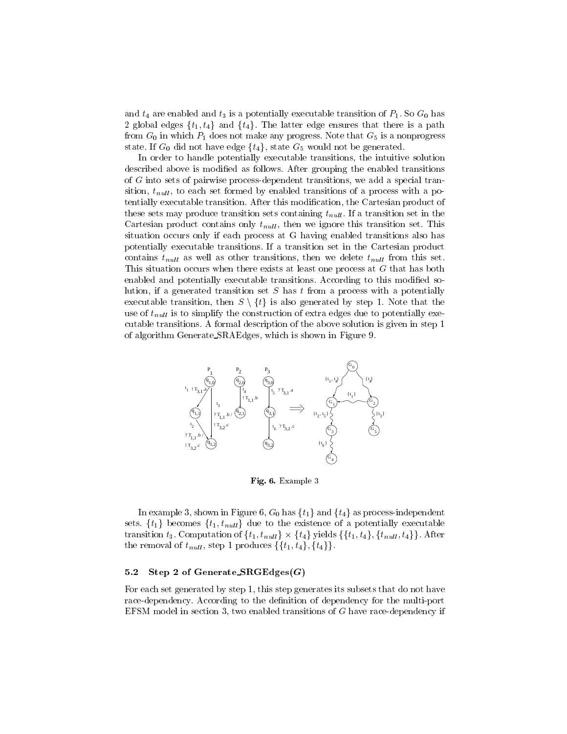and $t_4$ are enabled and $t_3$ is a potentially executable transition of $P_1$. So $G_0$ has 2 global edges $\{t_1, t_4\}$ and $\{t_4\}$. The latter edge ensures that there is a path from $G_0$ in which $P_1$ does not make any progress. Note that $G_5$ is a nonprogress state. If $G_0$ did not have edge $\{t_4\}$, state $G_5$ would not be generated.

In order to handle potentially executable transitions, the intuitive solution described above is modified as follows. After grouping the enabled transitions of $G$ into sets of pairwise process-dependent transitions, we add a special transition, $t_{null}$, to each set formed by enabled transitions of a process with a potentially executable transition. After this modification, the Cartesian product of these sets may produce transition sets containing $t_{null}$. If a transition set in the Cartesian product contains only $t_{null}$, then we ignore this transition set. This situation occurs only if each process at G having enabled transitions also has potentially executable transitions. If a transition set in the Cartesian product contains $t_{null}$ as well as other transitions, then we delete $t_{null}$ from this set. This situation occurs when there exists at least one process at $G$ that has both enabled and potentially executable transitions. According to this modified solution, if a generated transition set $S$ has $t$ from a process with a potentially executable transition, then $S \setminus \{t\}$ is also generated by step 1. Note that the use of $t_{null}$ is to simplify the construction of extra edges due to potentially executable transitions. A formal description of the above solution is given in step 1 of algorithm Generate_SRAEdges, which is shown in Figure 9.

**Fig. 6.** Example 3

In example 3, shown in Figure 6, $G_0$ has $\{t_1\}$ and $\{t_4\}$ as process-independent sets. $\{t_1\}$ becomes $\{t_1, t_{null}\}$ due to the existence of a potentially executable transition $t_3$. Computation of $\{t_1, t_{null}\} \times \{t_4\}$ yields $\{\{t_1, t_4\}, \{t_{null}, t_4\}\}$. After the removal of $t_{null}$, step 1 produces $\{\{t_1, t_4\}, \{t_4\}\}$.

### 5.2 Step 2 of Generate_SRGEdges($G$)

For each set generated by step 1, this step generates its subsets that do not have race-dependency. According to the definition of dependency for the multi-port EFSM model in section 3, two enabled transitions of $G$ have race-dependency if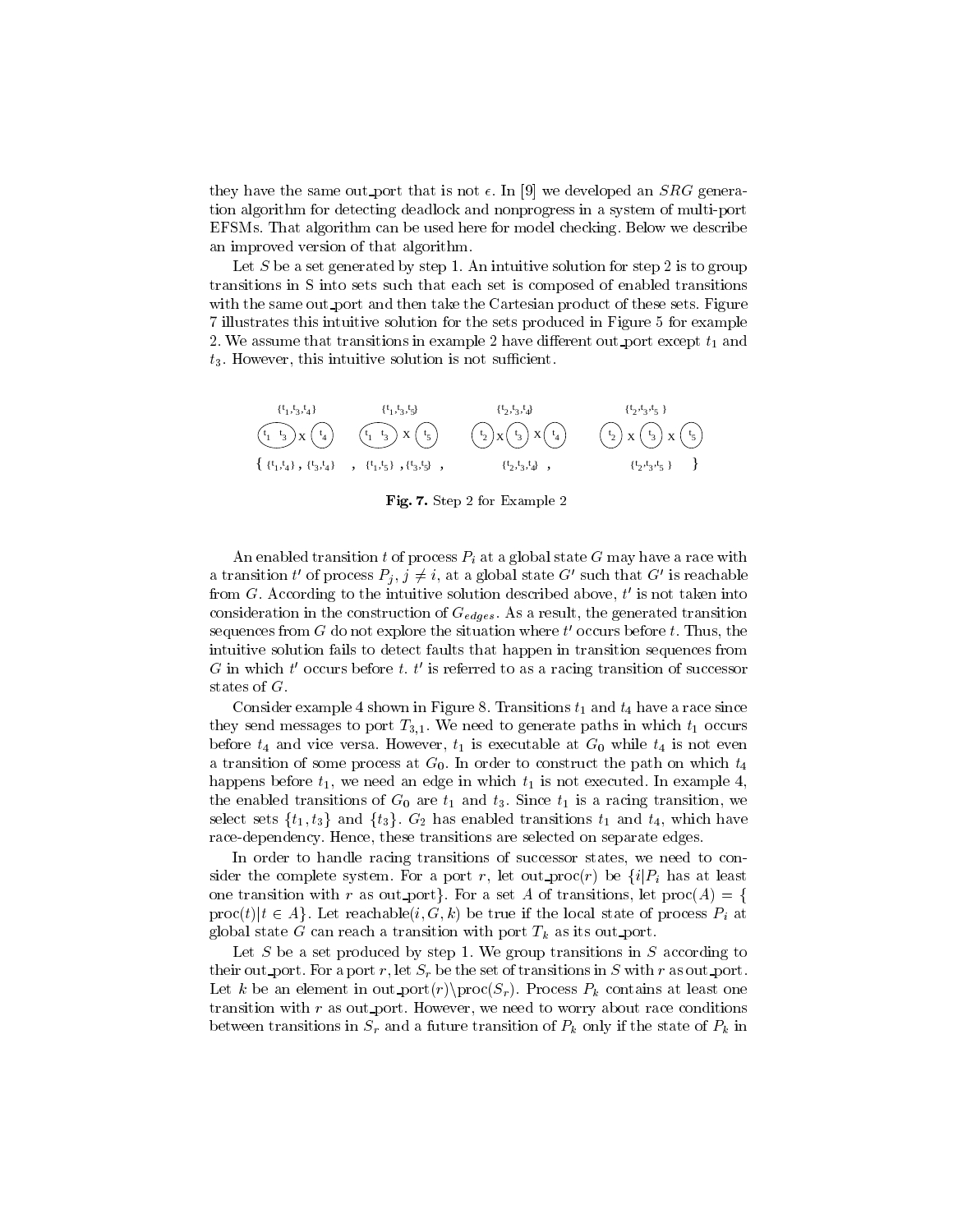they have the same out_port that is not $\epsilon$. In [9] we developed an $SRG$ generation algorithm for detecting deadlock and nonprogress in a system of multi-port EFSMs. That algorithm can be used here for model checking. Below we describe an improved version of that algorithm.

Let $S$ be a set generated by step 1. An intuitive solution for step 2 is to group transitions in S into sets such that each set is composed of enabled transitions with the same out_port and then take the Cartesian product of these sets. Figure 7 illustrates this intuitive solution for the sets produced in Figure 5 for example 2. We assume that transitions in example 2 have different out_port except $t_1$ and $t_3$. However, this intuitive solution is not sufficient.

$\{t_1,t_3,t_4\}$ $\quad$ $\{t_1,t_3,t_5\}$ $\quad$ $\{t_2,t_3,t_4\}$ $\quad$ $\{t_2,t_3,t_5\}$

$(t_1\ t_3) \times (t_4)$ $\quad$ $(t_1\ t_3) \times (t_5)$ $\quad$ $(t_2) \times (t_3) \times (t_4)$ $\quad$ $(t_2) \times (t_3) \times (t_5)$

$\{ \{t_1,t_4\}, \{t_3,t_4\}, \{t_1,t_5\}, \{t_3,t_5\}, \{t_2,t_3,t_4\}, \{t_2,t_3,t_5\} \}$

**Fig. 7.** Step 2 for Example 2

An enabled transition $t$ of process $P_i$ at a global state $G$ may have a race with a transition $t'$ of process $P_j$, $j \neq i$, at a global state $G'$ such that $G'$ is reachable from $G$. According to the intuitive solution described above, $t'$ is not taken into consideration in the construction of $G_{edges}$. As a result, the generated transition sequences from $G$ do not explore the situation where $t'$ occurs before $t$. Thus, the intuitive solution fails to detect faults that happen in transition sequences from $G$ in which $t'$ occurs before $t$. $t'$ is referred to as a racing transition of successor states of $G$.

Consider example 4 shown in Figure 8. Transitions $t_1$ and $t_4$ have a race since they send messages to port $T_{3,1}$. We need to generate paths in which $t_1$ occurs before $t_4$ and vice versa. However, $t_1$ is executable at $G_0$ while $t_4$ is not even a transition of some process at $G_0$. In order to construct the path on which $t_4$ happens before $t_1$, we need an edge in which $t_1$ is not executed. In example 4, the enabled transitions of $G_0$ are $t_1$ and $t_3$. Since $t_1$ is a racing transition, we select sets $\{t_1, t_3\}$ and $\{t_3\}$. $G_2$ has enabled transitions $t_1$ and $t_4$, which have race-dependency. Hence, these transitions are selected on separate edges.

In order to handle racing transitions of successor states, we need to consider the complete system. For a port $r$, let out_proc($r$) be $\{i|P_i$ has at least one transition with $r$ as out_port$\}$. For a set $A$ of transitions, let proc($A$) = $\{$ proc($t$)$|t \in A\}$. Let reachable($i, G, k$) be true if the local state of process $P_i$ at global state $G$ can reach a transition with port $T_k$ as its out_port.

Let $S$ be a set produced by step 1. We group transitions in $S$ according to their out_port. For a port $r$, let $S_r$ be the set of transitions in $S$ with $r$ as out_port. Let $k$ be an element in out_port($r$)$\backslash$proc($S_r$). Process $P_k$ contains at least one transition with $r$ as out_port. However, we need to worry about race conditions between transitions in $S_r$ and a future transition of $P_k$ only if the state of $P_k$ in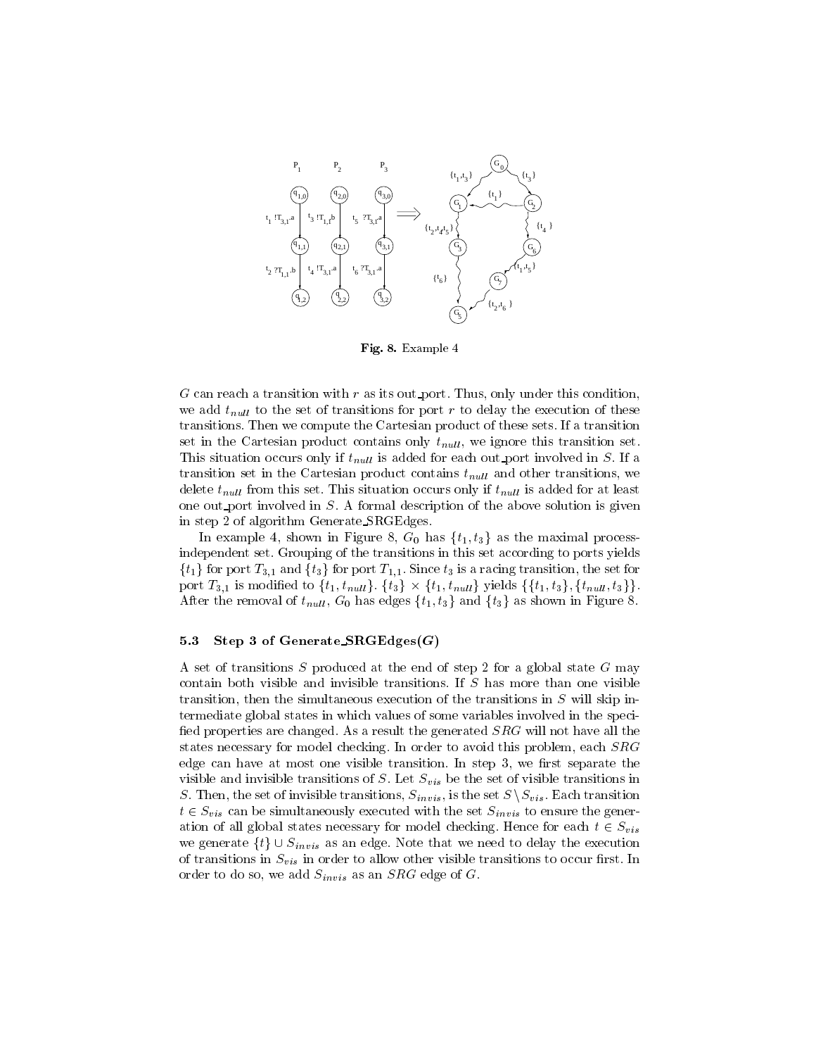**Fig. 8.** Example 4

$G$ can reach a transition with $r$ as its out_port. Thus, only under this condition, we add $t_{null}$ to the set of transitions for port $r$ to delay the execution of these transitions. Then we compute the Cartesian product of these sets. If a transition set in the Cartesian product contains only $t_{null}$, we ignore this transition set. This situation occurs only if $t_{null}$ is added for each out_port involved in $S$. If a transition set in the Cartesian product contains $t_{null}$ and other transitions, we delete $t_{null}$ from this set. This situation occurs only if $t_{null}$ is added for at least one out_port involved in $S$. A formal description of the above solution is given in step 2 of algorithm Generate_SRGEdges.

In example 4, shown in Figure 8, $G_0$ has $\{t_1, t_3\}$ as the maximal process-independent set. Grouping of the transitions in this set according to ports yields $\{t_1\}$ for port $T_{3,1}$ and $\{t_3\}$ for port $T_{1,1}$. Since $t_3$ is a racing transition, the set for port $T_{3,1}$ is modified to $\{t_1, t_{null}\}$. $\{t_3\} \times \{t_1, t_{null}\}$ yields $\{\{t_1, t_3\}, \{t_{null}, t_3\}\}$. After the removal of $t_{null}$, $G_0$ has edges $\{t_1, t_3\}$ and $\{t_3\}$ as shown in Figure 8.

### 5.3 Step 3 of Generate_SRGEdges($G$)

A set of transitions $S$ produced at the end of step 2 for a global state $G$ may contain both visible and invisible transitions. If $S$ has more than one visible transition, then the simultaneous execution of the transitions in $S$ will skip intermediate global states in which values of some variables involved in the specified properties are changed. As a result the generated $SRG$ will not have all the states necessary for model checking. In order to avoid this problem, each $SRG$ edge can have at most one visible transition. In step 3, we first separate the visible and invisible transitions of $S$. Let $S_{vis}$ be the set of visible transitions in $S$. Then, the set of invisible transitions, $S_{invis}$, is the set $S \setminus S_{vis}$. Each transition $t \in S_{vis}$ can be simultaneously executed with the set $S_{invis}$ to ensure the generation of all global states necessary for model checking. Hence for each $t \in S_{vis}$ we generate $\{t\} \cup S_{invis}$ as an edge. Note that we need to delay the execution of transitions in $S_{vis}$ in order to allow other visible transitions to occur first. In order to do so, we add $S_{invis}$ as an $SRG$ edge of $G$.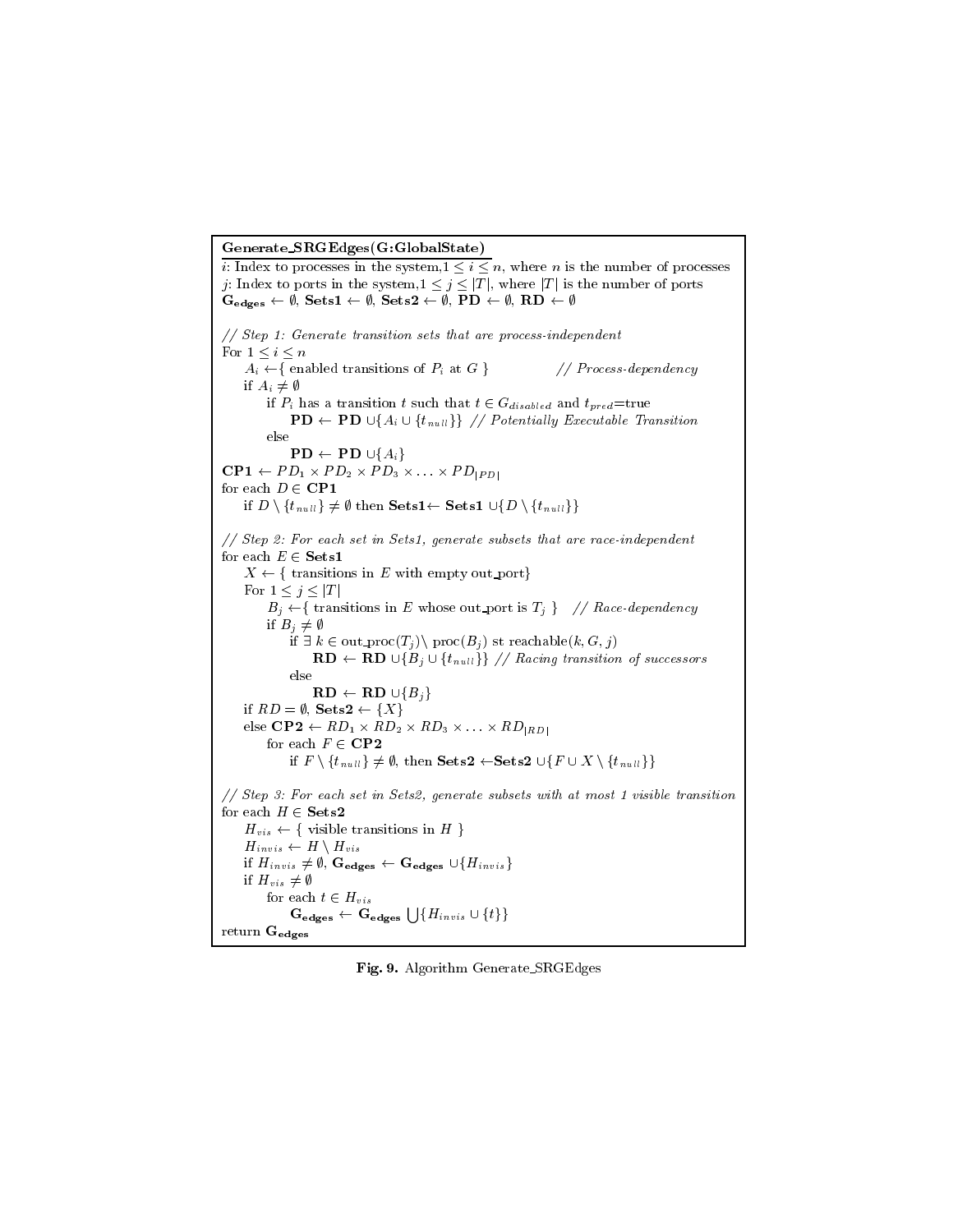```
Generate_SRGEdges(G:GlobalState)
i: Index to processes in the system, 1 ≤ i ≤ n, where n is the number of processes
j: Index to ports in the system, 1 ≤ j ≤ |T|, where |T| is the number of ports
G_edges ← ∅, Sets1 ← ∅, Sets2 ← ∅, PD ← ∅, RD ← ∅

// Step 1: Generate transition sets that are process-independent
For 1 ≤ i ≤ n
    A_i ← { enabled transitions of P_i at G }            // Process-dependency
    if A_i ≠ ∅
        if P_i has a transition t such that t ∈ G_disabled and t_pred=true
            PD ← PD ∪{A_i ∪ {t_null}} // Potentially Executable Transition
        else
            PD ← PD ∪{A_i}
CP1 ← PD_1 × PD_2 × PD_3 × ... × PD_|PD|
for each D ∈ CP1
    if D \ {t_null} ≠ ∅ then Sets1 ← Sets1 ∪{D \ {t_null}}

// Step 2: For each set in Sets1, generate subsets that are race-independent
for each E ∈ Sets1
    X ← { transitions in E with empty out_port}
    For 1 ≤ j ≤ |T|
        B_j ← { transitions in E whose out_port is T_j }   // Race-dependency
        if B_j ≠ ∅
            if ∃ k ∈ out_proc(T_j)\ proc(B_j) st reachable(k, G, j)
                RD ← RD ∪{B_j ∪ {t_null}} // Racing transition of successors
            else
                RD ← RD ∪{B_j}
    if RD = ∅, Sets2 ← {X}
    else CP2 ← RD_1 × RD_2 × RD_3 × ... × RD_|RD|
        for each F ∈ CP2
            if F \ {t_null} ≠ ∅, then Sets2 ← Sets2 ∪{F ∪ X \ {t_null}}

// Step 3: For each set in Sets2, generate subsets with at most 1 visible transition
for each H ∈ Sets2
    H_vis ← { visible transitions in H }
    H_invis ← H \ H_vis
    if H_invis ≠ ∅, G_edges ← G_edges ∪{H_invis}
    if H_vis ≠ ∅
        for each t ∈ H_vis
            G_edges ← G_edges ⋃{H_invis ∪ {t}}
return G_edges
```

**Fig. 9.** Algorithm Generate_SRGEdges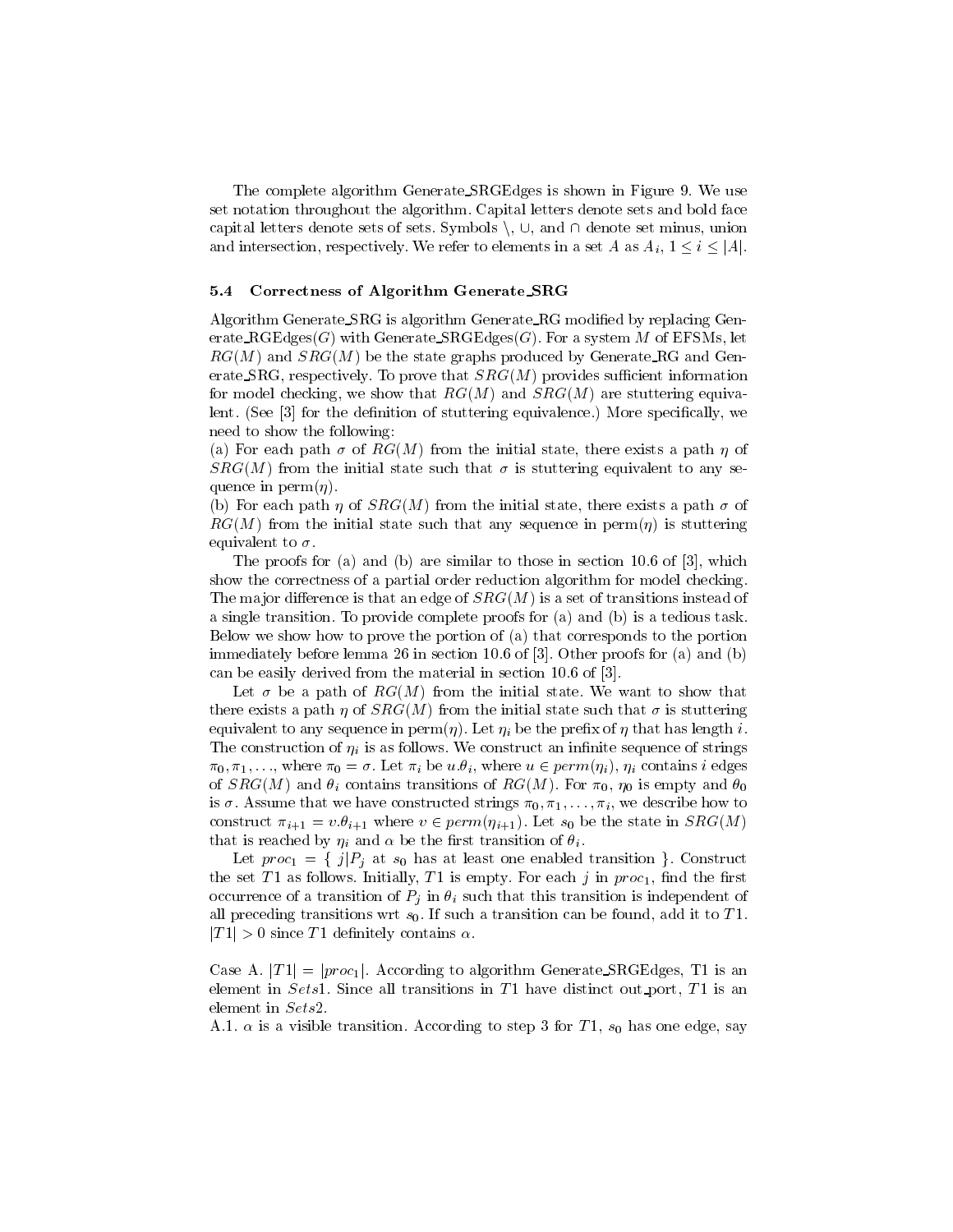The complete algorithm Generate_SRGEdges is shown in Figure 9. We use set notation throughout the algorithm. Capital letters denote sets and bold face capital letters denote sets of sets. Symbols $\backslash$, $\cup$, and $\cap$ denote set minus, union and intersection, respectively. We refer to elements in a set $A$ as $A_i$, $1 \leq i \leq |A|$.

### 5.4 Correctness of Algorithm Generate_SRG

Algorithm Generate_SRG is algorithm Generate_RG modified by replacing Generate_RGEdges($G$) with Generate_SRGEdges($G$). For a system $M$ of EFSMs, let $RG(M)$ and $SRG(M)$ be the state graphs produced by Generate_RG and Generate_SRG, respectively. To prove that $SRG(M)$ provides sufficient information for model checking, we show that $RG(M)$ and $SRG(M)$ are stuttering equivalent. (See [3] for the definition of stuttering equivalence.) More specifically, we need to show the following:

(a) For each path $\sigma$ of $RG(M)$ from the initial state, there exists a path $\eta$ of $SRG(M)$ from the initial state such that $\sigma$ is stuttering equivalent to any sequence in perm($\eta$).

(b) For each path $\eta$ of $SRG(M)$ from the initial state, there exists a path $\sigma$ of $RG(M)$ from the initial state such that any sequence in perm($\eta$) is stuttering equivalent to $\sigma$.

The proofs for (a) and (b) are similar to those in section 10.6 of [3], which show the correctness of a partial order reduction algorithm for model checking. The major difference is that an edge of $SRG(M)$ is a set of transitions instead of a single transition. To provide complete proofs for (a) and (b) is a tedious task. Below we show how to prove the portion of (a) that corresponds to the portion immediately before lemma 26 in section 10.6 of [3]. Other proofs for (a) and (b) can be easily derived from the material in section 10.6 of [3].

Let $\sigma$ be a path of $RG(M)$ from the initial state. We want to show that there exists a path $\eta$ of $SRG(M)$ from the initial state such that $\sigma$ is stuttering equivalent to any sequence in perm($\eta$). Let $\eta_i$ be the prefix of $\eta$ that has length $i$. The construction of $\eta_i$ is as follows. We construct an infinite sequence of strings $\pi_0, \pi_1, \ldots$, where $\pi_0 = \sigma$. Let $\pi_i$ be $u.\theta_i$, where $u \in perm(\eta_i)$, $\eta_i$ contains $i$ edges of $SRG(M)$ and $\theta_i$ contains transitions of $RG(M)$. For $\pi_0$, $\eta_0$ is empty and $\theta_0$ is $\sigma$. Assume that we have constructed strings $\pi_0, \pi_1, \ldots, \pi_i$, we describe how to construct $\pi_{i+1} = v.\theta_{i+1}$ where $v \in perm(\eta_{i+1})$. Let $s_0$ be the state in $SRG(M)$ that is reached by $\eta_i$ and $\alpha$ be the first transition of $\theta_i$.

Let $proc_1 = \{\ j | P_j$ at $s_0$ has at least one enabled transition $\}$. Construct the set $T1$ as follows. Initially, $T1$ is empty. For each $j$ in $proc_1$, find the first occurrence of a transition of $P_j$ in $\theta_i$ such that this transition is independent of all preceding transitions wrt $s_0$. If such a transition can be found, add it to $T1$. $|T1| > 0$ since $T1$ definitely contains $\alpha$.

Case A. $|T1| = |proc_1|$. According to algorithm Generate_SRGEdges, T1 is an element in $Sets1$. Since all transitions in $T1$ have distinct out_port, $T1$ is an element in $Sets2$.

A.1. $\alpha$ is a visible transition. According to step 3 for $T1$, $s_0$ has one edge, say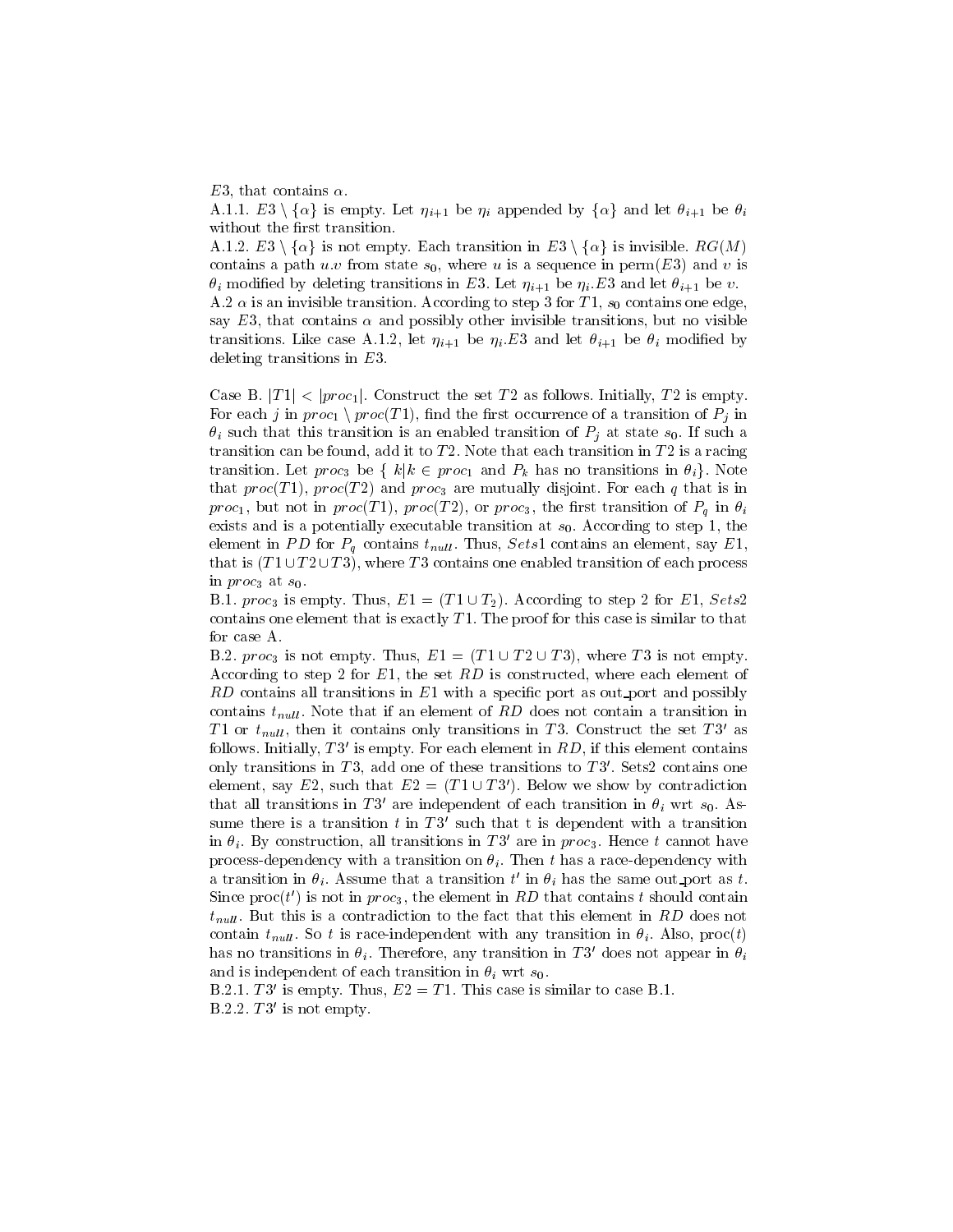$E3$, that contains $\alpha$.

A.1.1. $E3 \setminus \{\alpha\}$ is empty. Let $\eta_{i+1}$ be $\eta_i$ appended by $\{\alpha\}$ and let $\theta_{i+1}$ be $\theta_i$ without the first transition.

A.1.2. $E3 \setminus \{\alpha\}$ is not empty. Each transition in $E3 \setminus \{\alpha\}$ is invisible. $RG(M)$ contains a path $u.v$ from state $s_0$, where $u$ is a sequence in perm($E3$) and $v$ is $\theta_i$ modified by deleting transitions in $E3$. Let $\eta_{i+1}$ be $\eta_i.E3$ and let $\theta_{i+1}$ be $v$.

A.2 $\alpha$ is an invisible transition. According to step 3 for $T1$, $s_0$ contains one edge, say $E3$, that contains $\alpha$ and possibly other invisible transitions, but no visible transitions. Like case A.1.2, let $\eta_{i+1}$ be $\eta_i.E3$ and let $\theta_{i+1}$ be $\theta_i$ modified by deleting transitions in $E3$.

Case B. $|T1| < |proc_1|$. Construct the set $T2$ as follows. Initially, $T2$ is empty. For each $j$ in $proc_1 \setminus proc(T1)$, find the first occurrence of a transition of $P_j$ in $\theta_i$ such that this transition is an enabled transition of $P_j$ at state $s_0$. If such a transition can be found, add it to $T2$. Note that each transition in $T2$ is a racing transition. Let $proc_3$ be $\{\ k | k \in proc_1$ and $P_k$ has no transitions in $\theta_i\}$. Note that $proc(T1)$, $proc(T2)$ and $proc_3$ are mutually disjoint. For each $q$ that is in $proc_1$, but not in $proc(T1)$, $proc(T2)$, or $proc_3$, the first transition of $P_q$ in $\theta_i$ exists and is a potentially executable transition at $s_0$. According to step 1, the element in $PD$ for $P_q$ contains $t_{null}$. Thus, $Sets1$ contains an element, say $E1$, that is $(T1 \cup T2 \cup T3)$, where $T3$ contains one enabled transition of each process in $proc_3$ at $s_0$.

B.1. $proc_3$ is empty. Thus, $E1 = (T1 \cup T_2)$. According to step 2 for $E1$, $Sets2$ contains one element that is exactly $T1$. The proof for this case is similar to that for case A.

B.2. $proc_3$ is not empty. Thus, $E1 = (T1 \cup T2 \cup T3)$, where $T3$ is not empty. According to step 2 for $E1$, the set $RD$ is constructed, where each element of $RD$ contains all transitions in $E1$ with a specific port as out_port and possibly contains $t_{null}$. Note that if an element of $RD$ does not contain a transition in $T1$ or $t_{null}$, then it contains only transitions in $T3$. Construct the set $T3'$ as follows. Initially, $T3'$ is empty. For each element in $RD$, if this element contains only transitions in $T3$, add one of these transitions to $T3'$. Sets2 contains one element, say $E2$, such that $E2 = (T1 \cup T3')$. Below we show by contradiction that all transitions in $T3'$ are independent of each transition in $\theta_i$ wrt $s_0$. Assume there is a transition $t$ in $T3'$ such that t is dependent with a transition in $\theta_i$. By construction, all transitions in $T3'$ are in $proc_3$. Hence $t$ cannot have process-dependency with a transition on $\theta_i$. Then $t$ has a race-dependency with a transition in $\theta_i$. Assume that a transition $t'$ in $\theta_i$ has the same out_port as $t$. Since proc($t'$) is not in $proc_3$, the element in $RD$ that contains $t$ should contain $t_{null}$. But this is a contradiction to the fact that this element in $RD$ does not contain $t_{null}$. So $t$ is race-independent with any transition in $\theta_i$. Also, proc($t$) has no transitions in $\theta_i$. Therefore, any transition in $T3'$ does not appear in $\theta_i$ and is independent of each transition in $\theta_i$ wrt $s_0$.

B.2.1. $T3'$ is empty. Thus, $E2 = T1$. This case is similar to case B.1.

B.2.2. $T3'$ is not empty.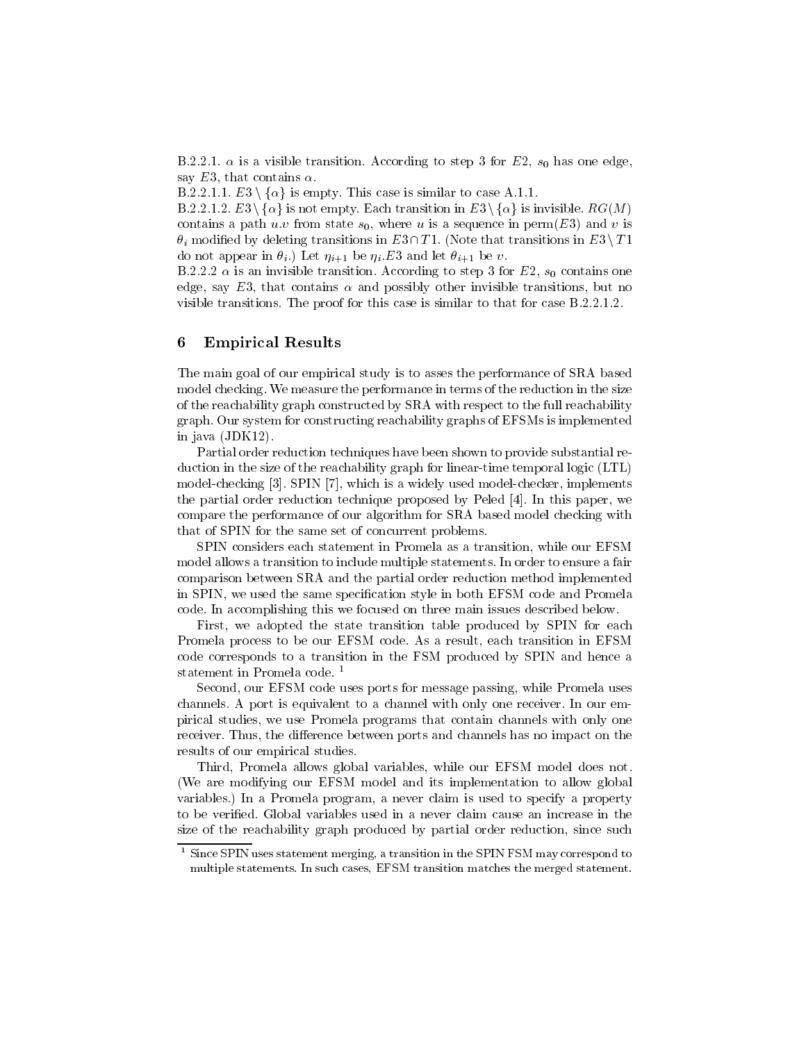B.2.2.1. $\alpha$ is a visible transition. According to step 3 for $E2$, $s_0$ has one edge, say $E3$, that contains $\alpha$.

B.2.2.1.1. $E3 \setminus \{\alpha\}$ is empty. This case is similar to case A.1.1.

B.2.2.1.2. $E3 \setminus \{\alpha\}$ is not empty. Each transition in $E3 \setminus \{\alpha\}$ is invisible. $RG(M)$ contains a path $u.v$ from state $s_0$, where $u$ is a sequence in perm($E3$) and $v$ is $\theta_i$ modified by deleting transitions in $E3 \cap T1$. (Note that transitions in $E3 \setminus T1$ do not appear in $\theta_i$.) Let $\eta_{i+1}$ be $\eta_i.E3$ and let $\theta_{i+1}$ be $v$.

B.2.2.2 $\alpha$ is an invisible transition. According to step 3 for $E2$, $s_0$ contains one edge, say $E3$, that contains $\alpha$ and possibly other invisible transitions, but no visible transitions. The proof for this case is similar to that for case B.2.2.1.2.

## 6 Empirical Results

The main goal of our empirical study is to asses the performance of SRA based model checking. We measure the performance in terms of the reduction in the size of the reachability graph constructed by SRA with respect to the full reachability graph. Our system for constructing reachability graphs of EFSMs is implemented in java (JDK12).

Partial order reduction techniques have been shown to provide substantial reduction in the size of the reachability graph for linear-time temporal logic (LTL) model-checking [3]. SPIN [7], which is a widely used model-checker, implements the partial order reduction technique proposed by Peled [4]. In this paper, we compare the performance of our algorithm for SRA based model checking with that of SPIN for the same set of concurrent problems.

SPIN considers each statement in Promela as a transition, while our EFSM model allows a transition to include multiple statements. In order to ensure a fair comparison between SRA and the partial order reduction method implemented in SPIN, we used the same specification style in both EFSM code and Promela code. In accomplishing this we focused on three main issues described below.

First, we adopted the state transition table produced by SPIN for each Promela process to be our EFSM code. As a result, each transition in EFSM code corresponds to a transition in the FSM produced by SPIN and hence a statement in Promela code. [1]

Second, our EFSM code uses ports for message passing, while Promela uses channels. A port is equivalent to a channel with only one receiver. In our empirical studies, we use Promela programs that contain channels with only one receiver. Thus, the difference between ports and channels has no impact on the results of our empirical studies.

Third, Promela allows global variables, while our EFSM model does not. (We are modifying our EFSM model and its implementation to allow global variables.) In a Promela program, a never claim is used to specify a property to be verified. Global variables used in a never claim cause an increase in the size of the reachability graph produced by partial order reduction, since such

[1] Since SPIN uses statement merging, a transition in the SPIN FSM may correspond to multiple statements. In such cases, EFSM transition matches the merged statement.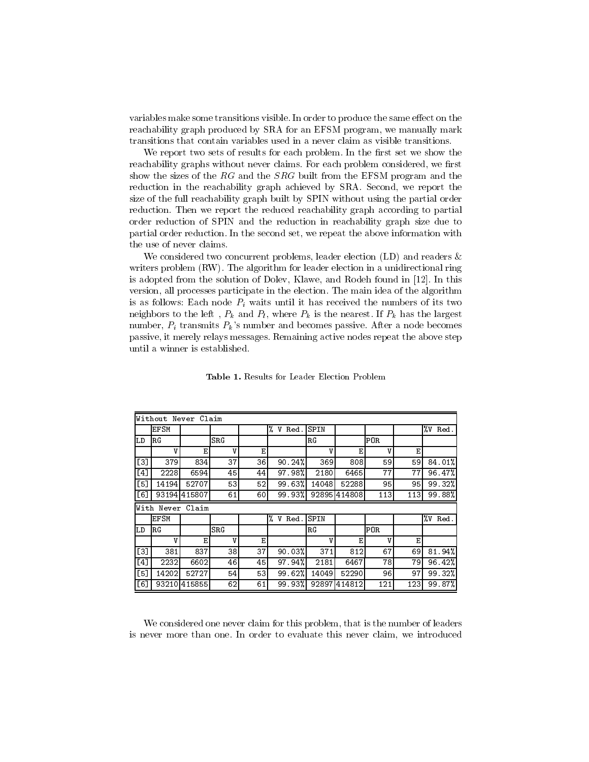variables make some transitions visible. In order to produce the same effect on the reachability graph produced by SRA for an EFSM program, we manually mark transitions that contain variables used in a never claim as visible transitions.

We report two sets of results for each problem. In the first set we show the reachability graphs without never claims. For each problem considered, we first show the sizes of the $RG$ and the $SRG$ built from the EFSM program and the reduction in the reachability graph achieved by SRA. Second, we report the size of the full reachability graph built by SPIN without using the partial order reduction. Then we report the reduced reachability graph according to partial order reduction of SPIN and the reduction in reachability graph size due to partial order reduction. In the second set, we repeat the above information with the use of never claims.

We considered two concurrent problems, leader election (LD) and readers & writers problem (RW). The algorithm for leader election in a unidirectional ring is adopted from the solution of Dolev, Klawe, and Rodeh found in [12]. In this version, all processes participate in the election. The main idea of the algorithm is as follows: Each node $P_i$ waits until it has received the numbers of its two neighbors to the left , $P_k$ and $P_l$, where $P_k$ is the nearest. If $P_k$ has the largest number, $P_i$ transmits $P_k$'s number and becomes passive. After a node becomes passive, it merely relays messages. Remaining active nodes repeat the above step until a winner is established.

**Table 1.** Results for Leader Election Problem

| Without Never Claim | | | | | | | | | | |
|---|---|---|---|---|---|---|---|---|---|---|
| | EFSM | | | | % V Red. | SPIN | | | | %V Red. |
| LD | RG | | SRG | | | RG | | POR | | |
| | V | E | V | E | | V | E | V | E | |
| [3] | 379 | 834 | 37 | 36 | 90.24% | 369 | 808 | 59 | 59 | 84.01% |
| [4] | 2228 | 6594 | 45 | 44 | 97.98% | 2180 | 6465 | 77 | 77 | 96.47% |
| [5] | 14194 | 52707 | 53 | 52 | 99.63% | 14048 | 52288 | 95 | 95 | 99.32% |
| [6] | 93194 | 415807 | 61 | 60 | 99.93% | 92895 | 414808 | 113 | 113 | 99.88% |
| **With Never Claim** | | | | | | | | | | |
| | EFSM | | | | % V Red. | SPIN | | | | %V Red. |
| LD | RG | | SRG | | | RG | | POR | | |
| | V | E | V | E | | V | E | V | E | |
| [3] | 381 | 837 | 38 | 37 | 90.03% | 371 | 812 | 67 | 69 | 81.94% |
| [4] | 2232 | 6602 | 46 | 45 | 97.94% | 2181 | 6467 | 78 | 79 | 96.42% |
| [5] | 14202 | 52727 | 54 | 53 | 99.62% | 14049 | 52290 | 96 | 97 | 99.32% |
| [6] | 93210 | 415855 | 62 | 61 | 99.93% | 92897 | 414812 | 121 | 123 | 99.87% |

We considered one never claim for this problem, that is the number of leaders is never more than one. In order to evaluate this never claim, we introduced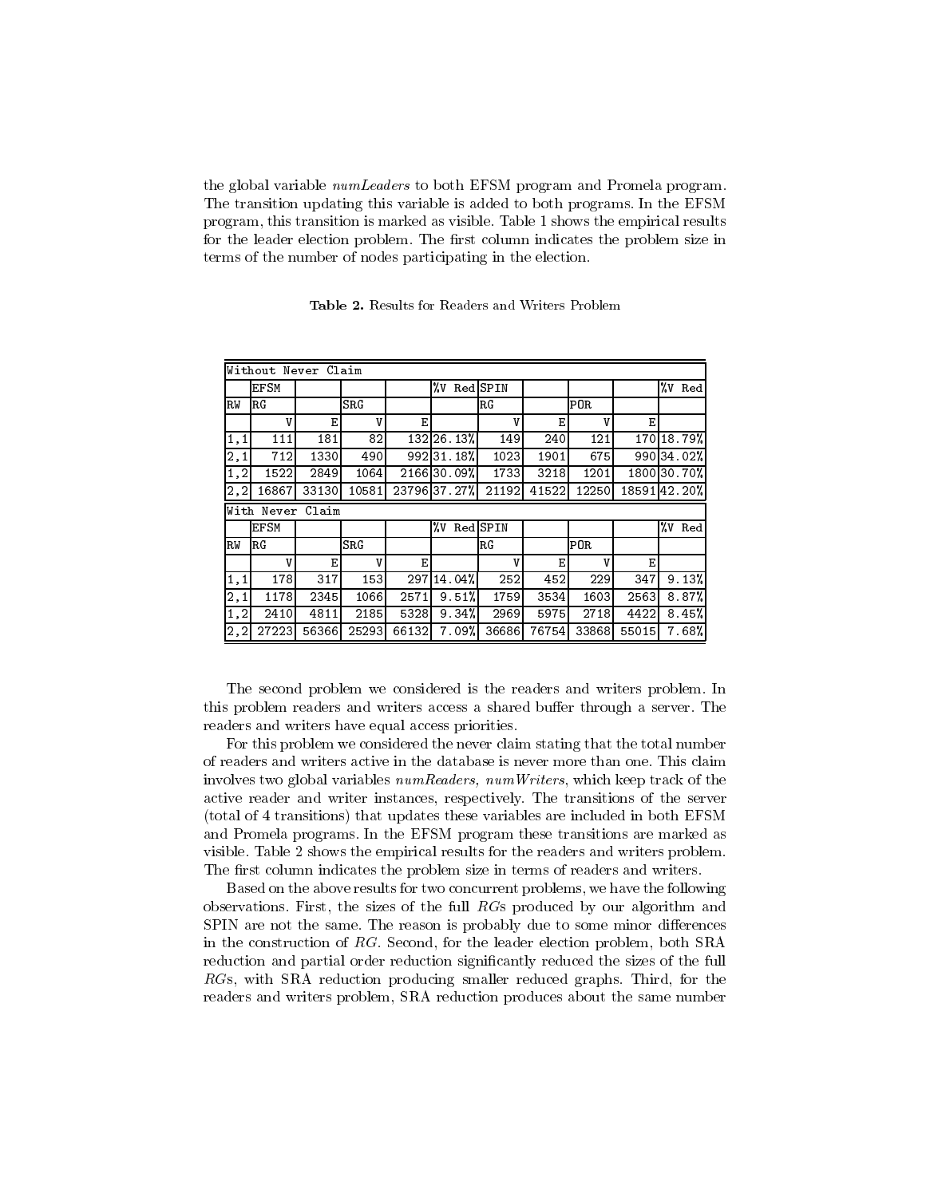the global variable *numLeaders* to both EFSM program and Promela program. The transition updating this variable is added to both programs. In the EFSM program, this transition is marked as visible. Table 1 shows the empirical results for the leader election problem. The first column indicates the problem size in terms of the number of nodes participating in the election.

**Table 2.** Results for Readers and Writers Problem

| Without Never Claim | | | | | | | | | | |
|---|---|---|---|---|---|---|---|---|---|---|
| | EFSM | | | | %V Red | SPIN | | | | %V Red |
| RW | RG | | SRG | | | RG | | POR | | |
| | V | E | V | E | | V | E | V | E | |
| 1,1 | 111 | 181 | 82 | 132 | 26.13% | 149 | 240 | 121 | 170 | 18.79% |
| 2,1 | 712 | 1330 | 490 | 992 | 31.18% | 1023 | 1901 | 675 | 990 | 34.02% |
| 1,2 | 1522 | 2849 | 1064 | 2166 | 30.09% | 1733 | 3218 | 1201 | 1800 | 30.70% |
| 2,2 | 16867 | 33130 | 10581 | 23796 | 37.27% | 21192 | 41522 | 12250 | 18591 | 42.20% |
| **With Never Claim** | | | | | | | | | | |
| | EFSM | | | | %V Red | SPIN | | | | %V Red |
| RW | RG | | SRG | | | RG | | POR | | |
| | V | E | V | E | | V | E | V | E | |
| 1,1 | 178 | 317 | 153 | 297 | 14.04% | 252 | 452 | 229 | 347 | 9.13% |
| 2,1 | 1178 | 2345 | 1066 | 2571 | 9.51% | 1759 | 3534 | 1603 | 2563 | 8.87% |
| 1,2 | 2410 | 4811 | 2185 | 5328 | 9.34% | 2969 | 5975 | 2718 | 4422 | 8.45% |
| 2,2 | 27223 | 56366 | 25293 | 66132 | 7.09% | 36686 | 76754 | 33868 | 55015 | 7.68% |

The second problem we considered is the readers and writers problem. In this problem readers and writers access a shared buffer through a server. The readers and writers have equal access priorities.

For this problem we considered the never claim stating that the total number of readers and writers active in the database is never more than one. This claim involves two global variables *numReaders, numWriters*, which keep track of the active reader and writer instances, respectively. The transitions of the server (total of 4 transitions) that updates these variables are included in both EFSM and Promela programs. In the EFSM program these transitions are marked as visible. Table 2 shows the empirical results for the readers and writers problem. The first column indicates the problem size in terms of readers and writers.

Based on the above results for two concurrent problems, we have the following observations. First, the sizes of the full *RG*s produced by our algorithm and SPIN are not the same. The reason is probably due to some minor differences in the construction of *RG*. Second, for the leader election problem, both SRA reduction and partial order reduction significantly reduced the sizes of the full *RG*s, with SRA reduction producing smaller reduced graphs. Third, for the readers and writers problem, SRA reduction produces about the same number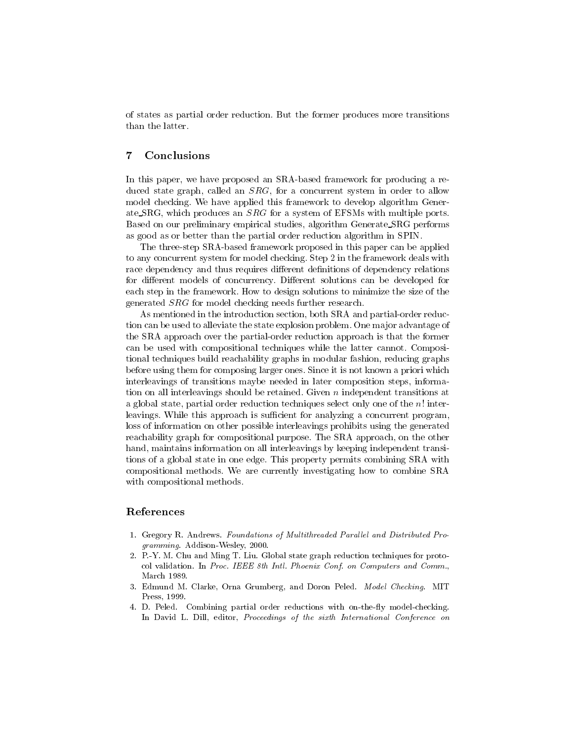of states as partial order reduction. But the former produces more transitions than the latter.

## 7 Conclusions

In this paper, we have proposed an SRA-based framework for producing a reduced state graph, called an *SRG*, for a concurrent system in order to allow model checking. We have applied this framework to develop algorithm Generate_SRG, which produces an *SRG* for a system of EFSMs with multiple ports. Based on our preliminary empirical studies, algorithm Generate_SRG performs as good as or better than the partial order reduction algorithm in SPIN.

The three-step SRA-based framework proposed in this paper can be applied to any concurrent system for model checking. Step 2 in the framework deals with race dependency and thus requires different definitions of dependency relations for different models of concurrency. Different solutions can be developed for each step in the framework. How to design solutions to minimize the size of the generated *SRG* for model checking needs further research.

As mentioned in the introduction section, both SRA and partial-order reduction can be used to alleviate the state explosion problem. One major advantage of the SRA approach over the partial-order reduction approach is that the former can be used with compositional techniques while the latter cannot. Compositional techniques build reachability graphs in modular fashion, reducing graphs before using them for composing larger ones. Since it is not known a priori which interleavings of transitions maybe needed in later composition steps, information on all interleavings should be retained. Given $n$ independent transitions at a global state, partial order reduction techniques select only one of the $n!$ interleavings. While this approach is sufficient for analyzing a concurrent program, loss of information on other possible interleavings prohibits using the generated reachability graph for compositional purpose. The SRA approach, on the other hand, maintains information on all interleavings by keeping independent transitions of a global state in one edge. This property permits combining SRA with compositional methods. We are currently investigating how to combine SRA with compositional methods.

## References

1. Gregory R. Andrews. *Foundations of Multithreaded Parallel and Distributed Programming*. Addison-Wesley, 2000.
2. P.-Y. M. Chu and Ming T. Liu. Global state graph reduction techniques for protocol validation. In *Proc. IEEE 8th Intl. Phoenix Conf. on Computers and Comm.*, March 1989.
3. Edmund M. Clarke, Orna Grumberg, and Doron Peled. *Model Checking*. MIT Press, 1999.
4. D. Peled. Combining partial order reductions with on-the-fly model-checking. In David L. Dill, editor, *Proceedings of the sixth International Conference on*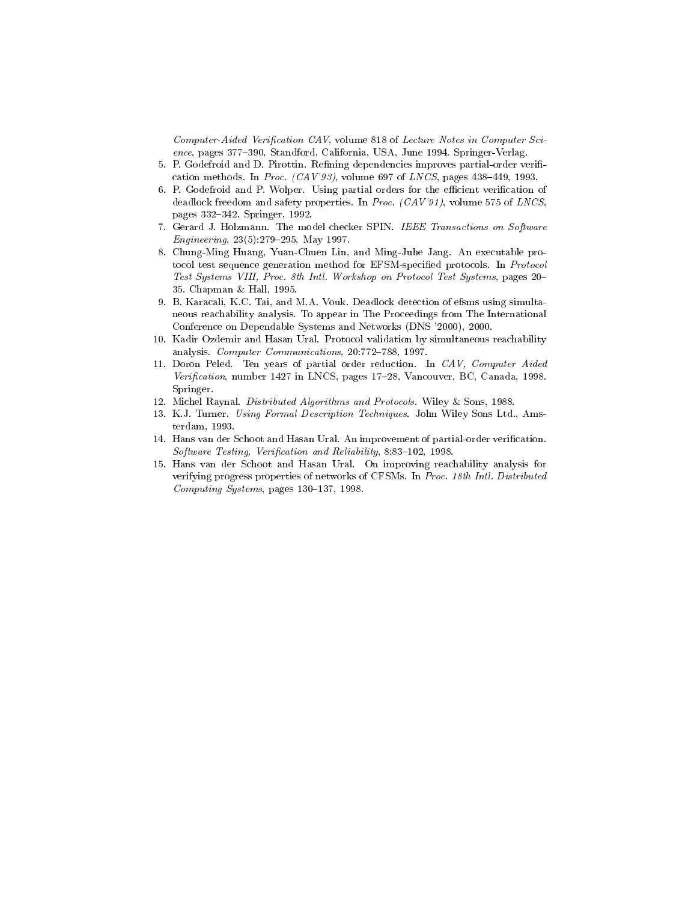*Computer-Aided Verification CAV*, volume 818 of *Lecture Notes in Computer Science*, pages 377–390, Standford, California, USA, June 1994. Springer-Verlag.

5. P. Godefroid and D. Pirottin. Refining dependencies improves partial-order verification methods. In *Proc. (CAV'93)*, volume 697 of *LNCS*, pages 438–449, 1993.
6. P. Godefroid and P. Wolper. Using partial orders for the efficient verification of deadlock freedom and safety properties. In *Proc. (CAV'91)*, volume 575 of *LNCS*, pages 332–342. Springer, 1992.
7. Gerard J. Holzmann. The model checker SPIN. *IEEE Transactions on Software Engineering*, 23(5):279–295, May 1997.
8. Chung-Ming Huang, Yuan-Chuen Lin, and Ming-Juhe Jang. An executable protocol test sequence generation method for EFSM-specified protocols. In *Protocol Test Systems VIII, Proc. 8th Intl. Workshop on Protocol Test Systems*, pages 20–35. Chapman & Hall, 1995.
9. B. Karacali, K.C. Tai, and M.A. Vouk. Deadlock detection of efsms using simultaneous reachability analysis. To appear in The Proceedings from The International Conference on Dependable Systems and Networks (DNS '2000), 2000.
10. Kadir Ozdemir and Hasan Ural. Protocol validation by simultaneous reachability analysis. *Computer Communications*, 20:772–788, 1997.
11. Doron Peled. Ten years of partial order reduction. In *CAV, Computer Aided Verification*, number 1427 in LNCS, pages 17–28, Vancouver, BC, Canada, 1998. Springer.
12. Michel Raynal. *Distributed Algorithms and Protocols*. Wiley & Sons, 1988.
13. K.J. Turner. *Using Formal Description Techniques*. John Wiley Sons Ltd., Amsterdam, 1993.
14. Hans van der Schoot and Hasan Ural. An improvement of partial-order verification. *Software Testing, Verification and Reliability*, 8:83–102, 1998.
15. Hans van der Schoot and Hasan Ural. On improving reachability analysis for verifying progress properties of networks of CFSMs. In *Proc. 18th Intl. Distributed Computing Systems*, pages 130–137, 1998.